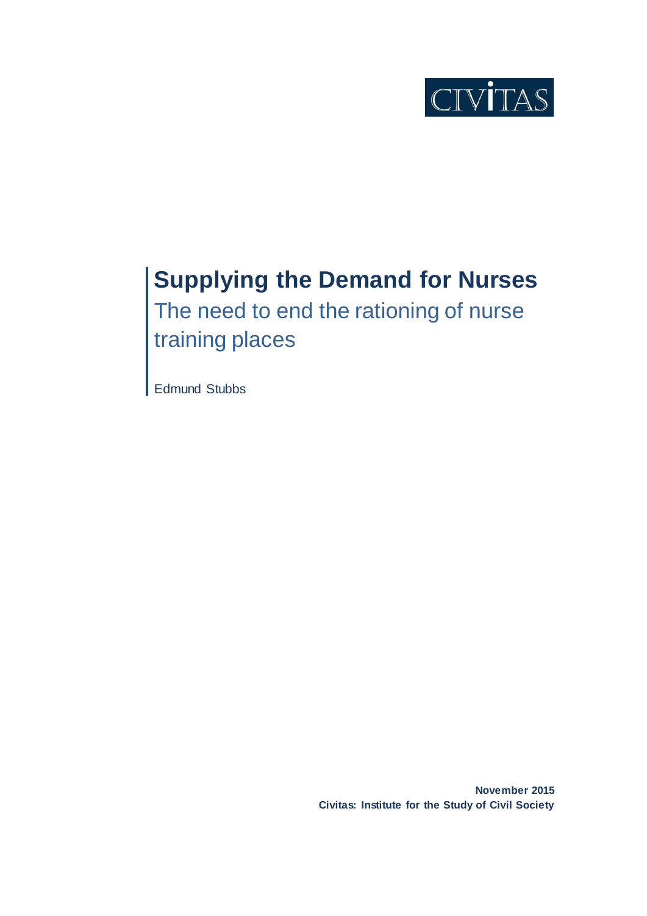CIVITAS

# Supplying the Demand for Nurses

## The need to end the rationing of nurse training places

Edmund Stubbs

**November 2015**
**Civitas: Institute for the Study of Civil Society**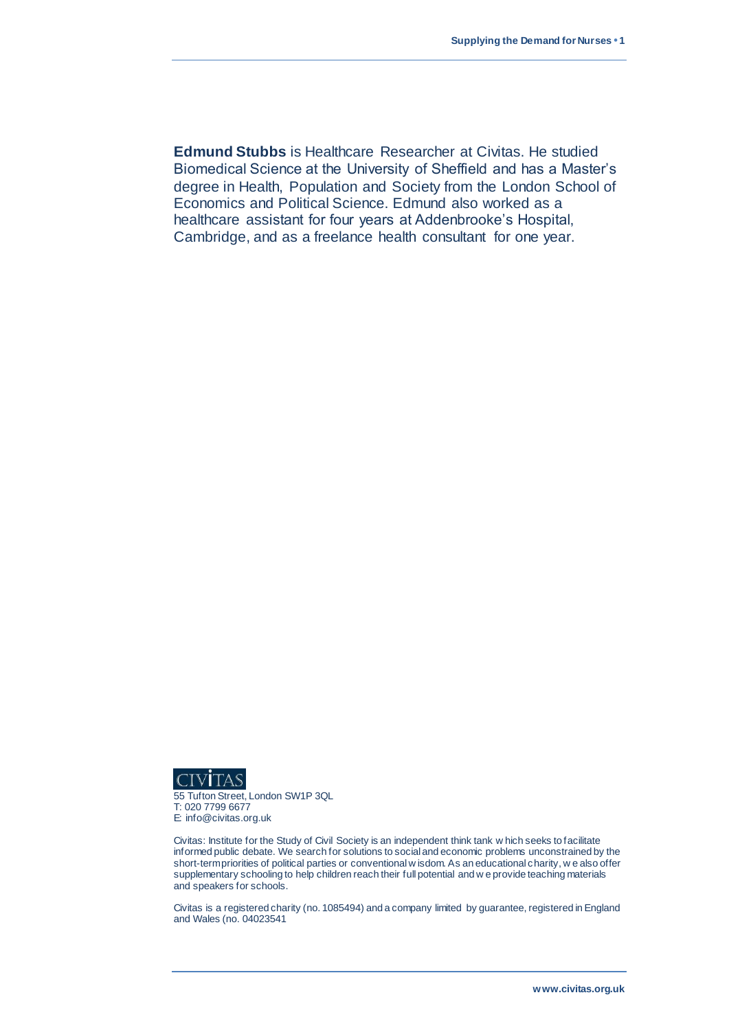**Edmund Stubbs** is Healthcare Researcher at Civitas. He studied Biomedical Science at the University of Sheffield and has a Master's degree in Health, Population and Society from the London School of Economics and Political Science. Edmund also worked as a healthcare assistant for four years at Addenbrooke's Hospital, Cambridge, and as a freelance health consultant for one year.

CIVITAS

55 Tufton Street, London SW1P 3QL
T: 020 7799 6677
E: info@civitas.org.uk

Civitas: Institute for the Study of Civil Society is an independent think tank which seeks to facilitate informed public debate. We search for solutions to social and economic problems unconstrained by the short-term priorities of political parties or conventional wisdom. As an educational charity, we also offer supplementary schooling to help children reach their full potential and we provide teaching materials and speakers for schools.

Civitas is a registered charity (no. 1085494) and a company limited by guarantee, registered in England and Wales (no. 04023541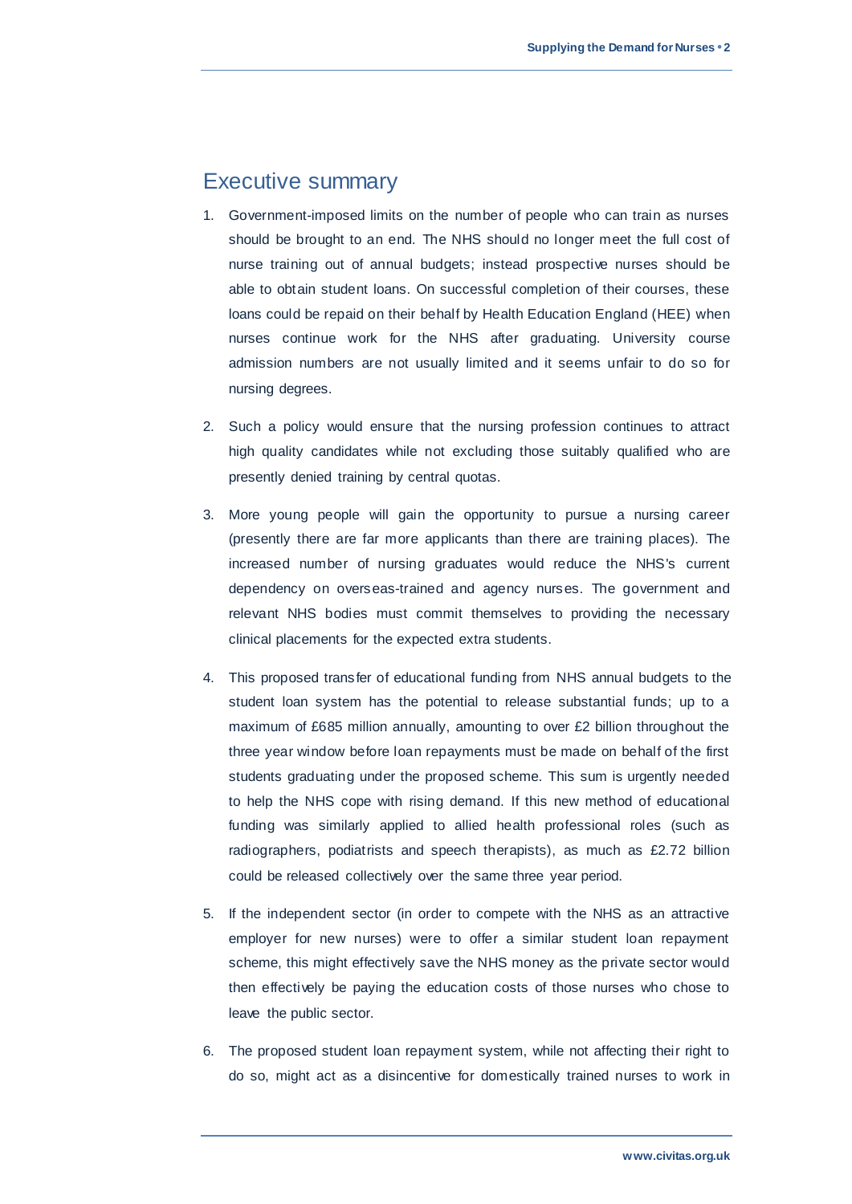## Executive summary

1. Government-imposed limits on the number of people who can train as nurses should be brought to an end. The NHS should no longer meet the full cost of nurse training out of annual budgets; instead prospective nurses should be able to obtain student loans. On successful completion of their courses, these loans could be repaid on their behalf by Health Education England (HEE) when nurses continue work for the NHS after graduating. University course admission numbers are not usually limited and it seems unfair to do so for nursing degrees.

2. Such a policy would ensure that the nursing profession continues to attract high quality candidates while not excluding those suitably qualified who are presently denied training by central quotas.

3. More young people will gain the opportunity to pursue a nursing career (presently there are far more applicants than there are training places). The increased number of nursing graduates would reduce the NHS's current dependency on overseas-trained and agency nurses. The government and relevant NHS bodies must commit themselves to providing the necessary clinical placements for the expected extra students.

4. This proposed transfer of educational funding from NHS annual budgets to the student loan system has the potential to release substantial funds; up to a maximum of £685 million annually, amounting to over £2 billion throughout the three year window before loan repayments must be made on behalf of the first students graduating under the proposed scheme. This sum is urgently needed to help the NHS cope with rising demand. If this new method of educational funding was similarly applied to allied health professional roles (such as radiographers, podiatrists and speech therapists), as much as £2.72 billion could be released collectively over the same three year period.

5. If the independent sector (in order to compete with the NHS as an attractive employer for new nurses) were to offer a similar student loan repayment scheme, this might effectively save the NHS money as the private sector would then effectively be paying the education costs of those nurses who chose to leave the public sector.

6. The proposed student loan repayment system, while not affecting their right to do so, might act as a disincentive for domestically trained nurses to work in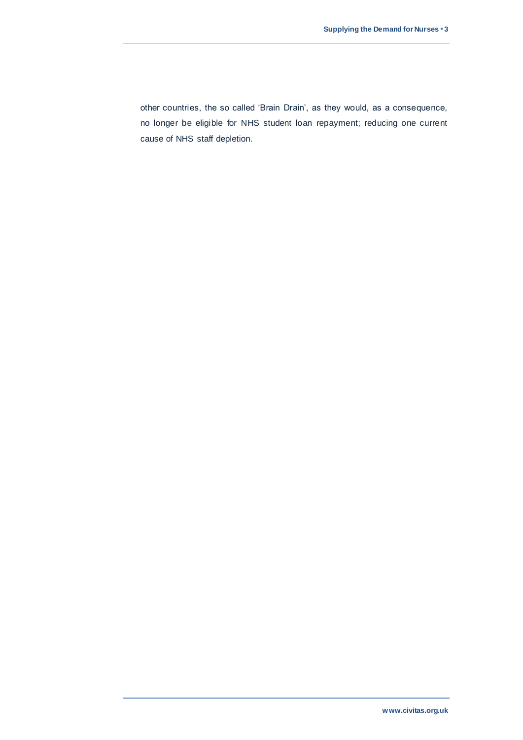other countries, the so called 'Brain Drain', as they would, as a consequence, no longer be eligible for NHS student loan repayment; reducing one current cause of NHS staff depletion.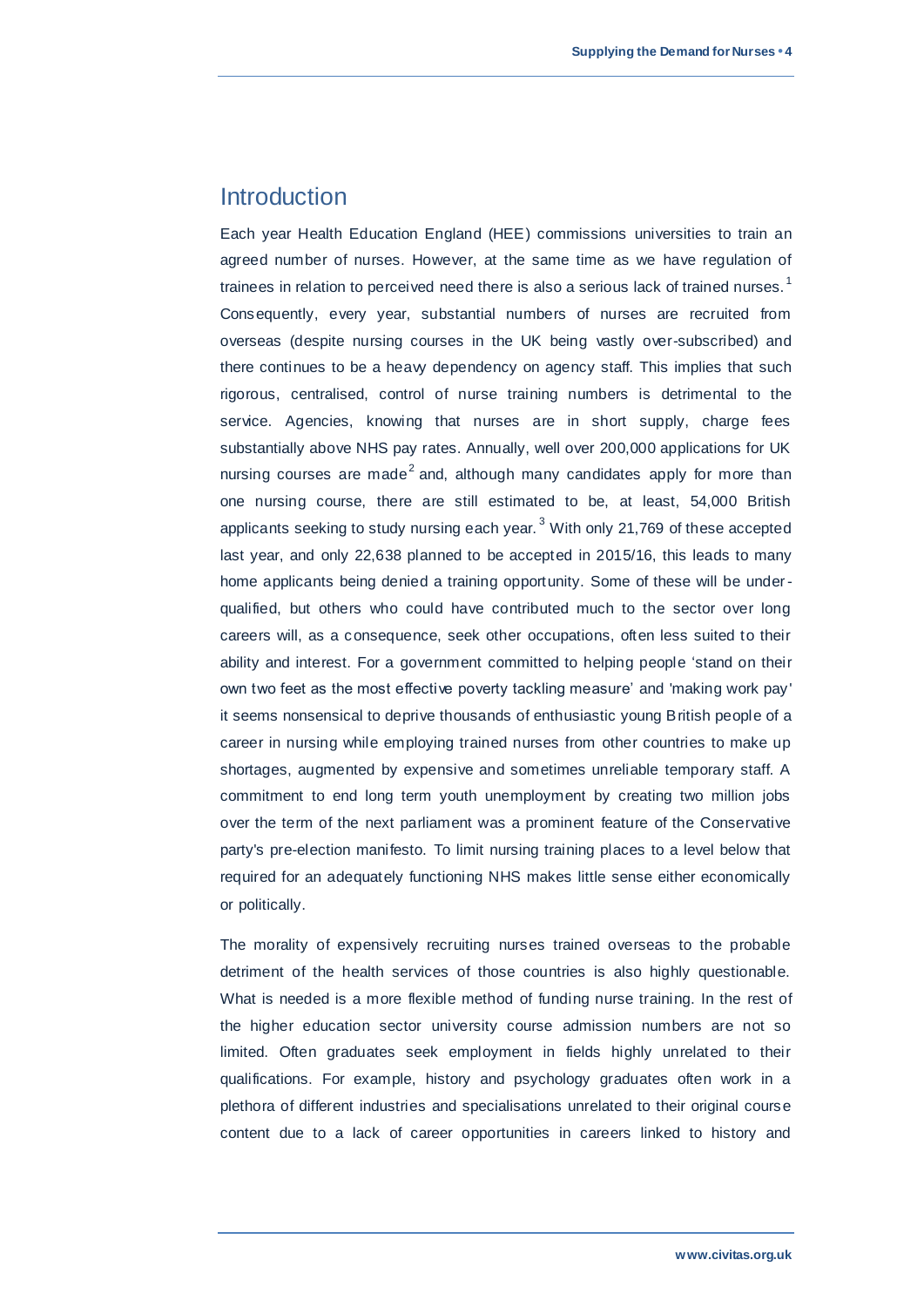## Introduction

Each year Health Education England (HEE) commissions universities to train an agreed number of nurses. However, at the same time as we have regulation of trainees in relation to perceived need there is also a serious lack of trained nurses.[1] Consequently, every year, substantial numbers of nurses are recruited from overseas (despite nursing courses in the UK being vastly over-subscribed) and there continues to be a heavy dependency on agency staff. This implies that such rigorous, centralised, control of nurse training numbers is detrimental to the service. Agencies, knowing that nurses are in short supply, charge fees substantially above NHS pay rates. Annually, well over 200,000 applications for UK nursing courses are made[2] and, although many candidates apply for more than one nursing course, there are still estimated to be, at least, 54,000 British applicants seeking to study nursing each year.[3] With only 21,769 of these accepted last year, and only 22,638 planned to be accepted in 2015/16, this leads to many home applicants being denied a training opportunity. Some of these will be under-qualified, but others who could have contributed much to the sector over long careers will, as a consequence, seek other occupations, often less suited to their ability and interest. For a government committed to helping people 'stand on their own two feet as the most effective poverty tackling measure' and 'making work pay' it seems nonsensical to deprive thousands of enthusiastic young British people of a career in nursing while employing trained nurses from other countries to make up shortages, augmented by expensive and sometimes unreliable temporary staff. A commitment to end long term youth unemployment by creating two million jobs over the term of the next parliament was a prominent feature of the Conservative party's pre-election manifesto. To limit nursing training places to a level below that required for an adequately functioning NHS makes little sense either economically or politically.

The morality of expensively recruiting nurses trained overseas to the probable detriment of the health services of those countries is also highly questionable. What is needed is a more flexible method of funding nurse training. In the rest of the higher education sector university course admission numbers are not so limited. Often graduates seek employment in fields highly unrelated to their qualifications. For example, history and psychology graduates often work in a plethora of different industries and specialisations unrelated to their original course content due to a lack of career opportunities in careers linked to history and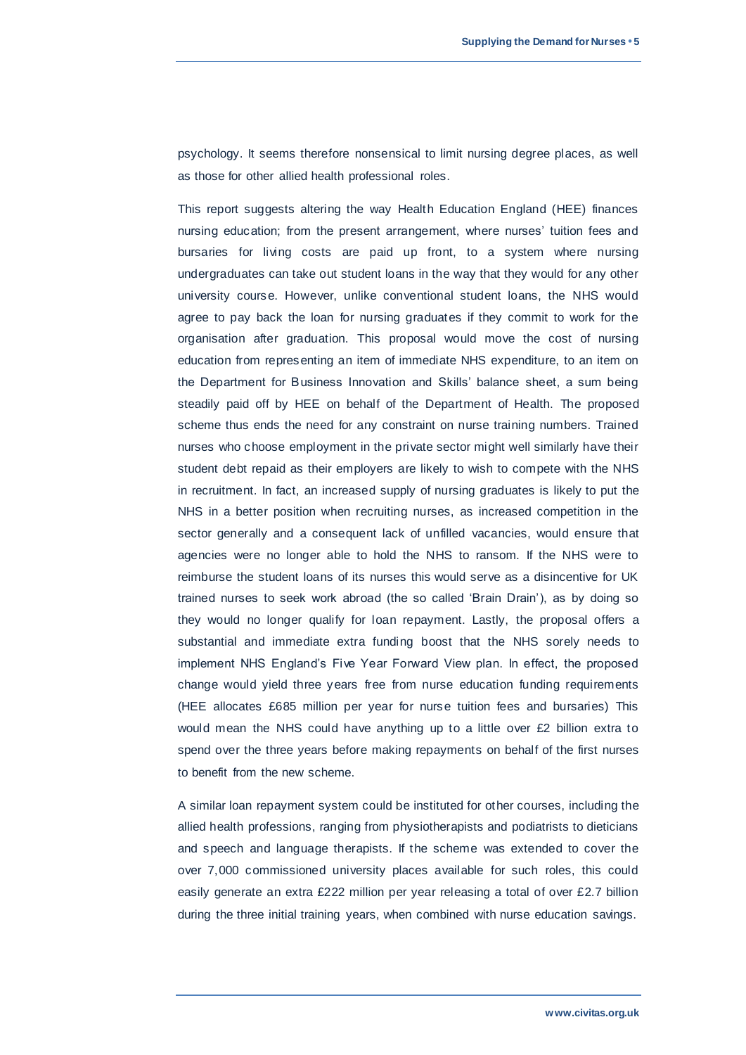psychology. It seems therefore nonsensical to limit nursing degree places, as well as those for other allied health professional roles.

This report suggests altering the way Health Education England (HEE) finances nursing education; from the present arrangement, where nurses' tuition fees and bursaries for living costs are paid up front, to a system where nursing undergraduates can take out student loans in the way that they would for any other university course. However, unlike conventional student loans, the NHS would agree to pay back the loan for nursing graduates if they commit to work for the organisation after graduation. This proposal would move the cost of nursing education from representing an item of immediate NHS expenditure, to an item on the Department for Business Innovation and Skills' balance sheet, a sum being steadily paid off by HEE on behalf of the Department of Health. The proposed scheme thus ends the need for any constraint on nurse training numbers. Trained nurses who choose employment in the private sector might well similarly have their student debt repaid as their employers are likely to wish to compete with the NHS in recruitment. In fact, an increased supply of nursing graduates is likely to put the NHS in a better position when recruiting nurses, as increased competition in the sector generally and a consequent lack of unfilled vacancies, would ensure that agencies were no longer able to hold the NHS to ransom. If the NHS were to reimburse the student loans of its nurses this would serve as a disincentive for UK trained nurses to seek work abroad (the so called 'Brain Drain'), as by doing so they would no longer qualify for loan repayment. Lastly, the proposal offers a substantial and immediate extra funding boost that the NHS sorely needs to implement NHS England's Five Year Forward View plan. In effect, the proposed change would yield three years free from nurse education funding requirements (HEE allocates £685 million per year for nurse tuition fees and bursaries) This would mean the NHS could have anything up to a little over £2 billion extra to spend over the three years before making repayments on behalf of the first nurses to benefit from the new scheme.

A similar loan repayment system could be instituted for other courses, including the allied health professions, ranging from physiotherapists and podiatrists to dieticians and speech and language therapists. If the scheme was extended to cover the over 7,000 commissioned university places available for such roles, this could easily generate an extra £222 million per year releasing a total of over £2.7 billion during the three initial training years, when combined with nurse education savings.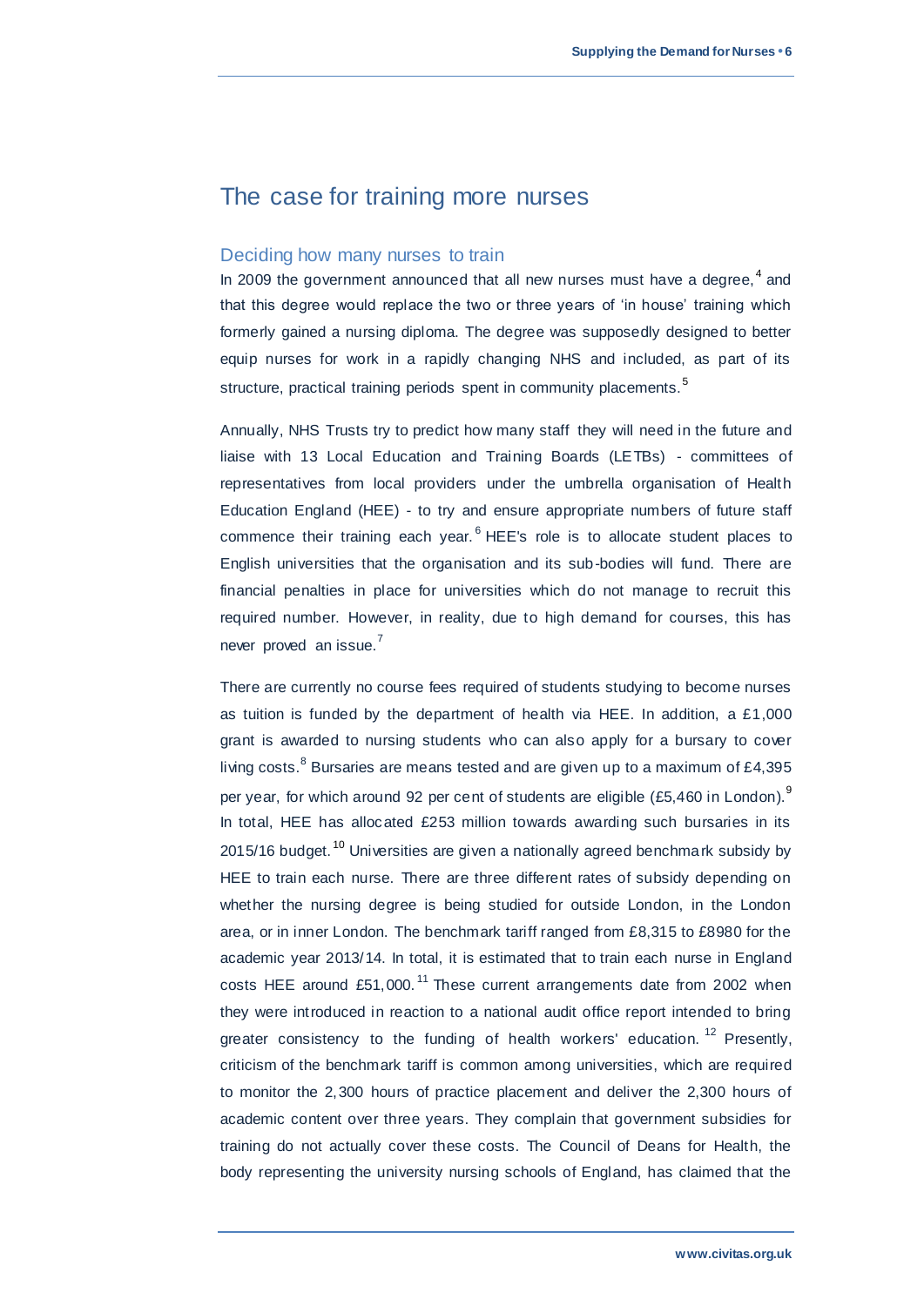## The case for training more nurses

### Deciding how many nurses to train

In 2009 the government announced that all new nurses must have a degree,[4] and that this degree would replace the two or three years of 'in house' training which formerly gained a nursing diploma. The degree was supposedly designed to better equip nurses for work in a rapidly changing NHS and included, as part of its structure, practical training periods spent in community placements.[5]

Annually, NHS Trusts try to predict how many staff they will need in the future and liaise with 13 Local Education and Training Boards (LETBs) - committees of representatives from local providers under the umbrella organisation of Health Education England (HEE) - to try and ensure appropriate numbers of future staff commence their training each year.[6] HEE's role is to allocate student places to English universities that the organisation and its sub-bodies will fund. There are financial penalties in place for universities which do not manage to recruit this required number. However, in reality, due to high demand for courses, this has never proved an issue.[7]

There are currently no course fees required of students studying to become nurses as tuition is funded by the department of health via HEE. In addition, a £1,000 grant is awarded to nursing students who can also apply for a bursary to cover living costs.[8] Bursaries are means tested and are given up to a maximum of £4,395 per year, for which around 92 per cent of students are eligible (£5,460 in London).[9] In total, HEE has allocated £253 million towards awarding such bursaries in its 2015/16 budget.[10] Universities are given a nationally agreed benchmark subsidy by HEE to train each nurse. There are three different rates of subsidy depending on whether the nursing degree is being studied for outside London, in the London area, or in inner London. The benchmark tariff ranged from £8,315 to £8980 for the academic year 2013/14. In total, it is estimated that to train each nurse in England costs HEE around £51,000.[11] These current arrangements date from 2002 when they were introduced in reaction to a national audit office report intended to bring greater consistency to the funding of health workers' education.[12] Presently, criticism of the benchmark tariff is common among universities, which are required to monitor the 2,300 hours of practice placement and deliver the 2,300 hours of academic content over three years. They complain that government subsidies for training do not actually cover these costs. The Council of Deans for Health, the body representing the university nursing schools of England, has claimed that the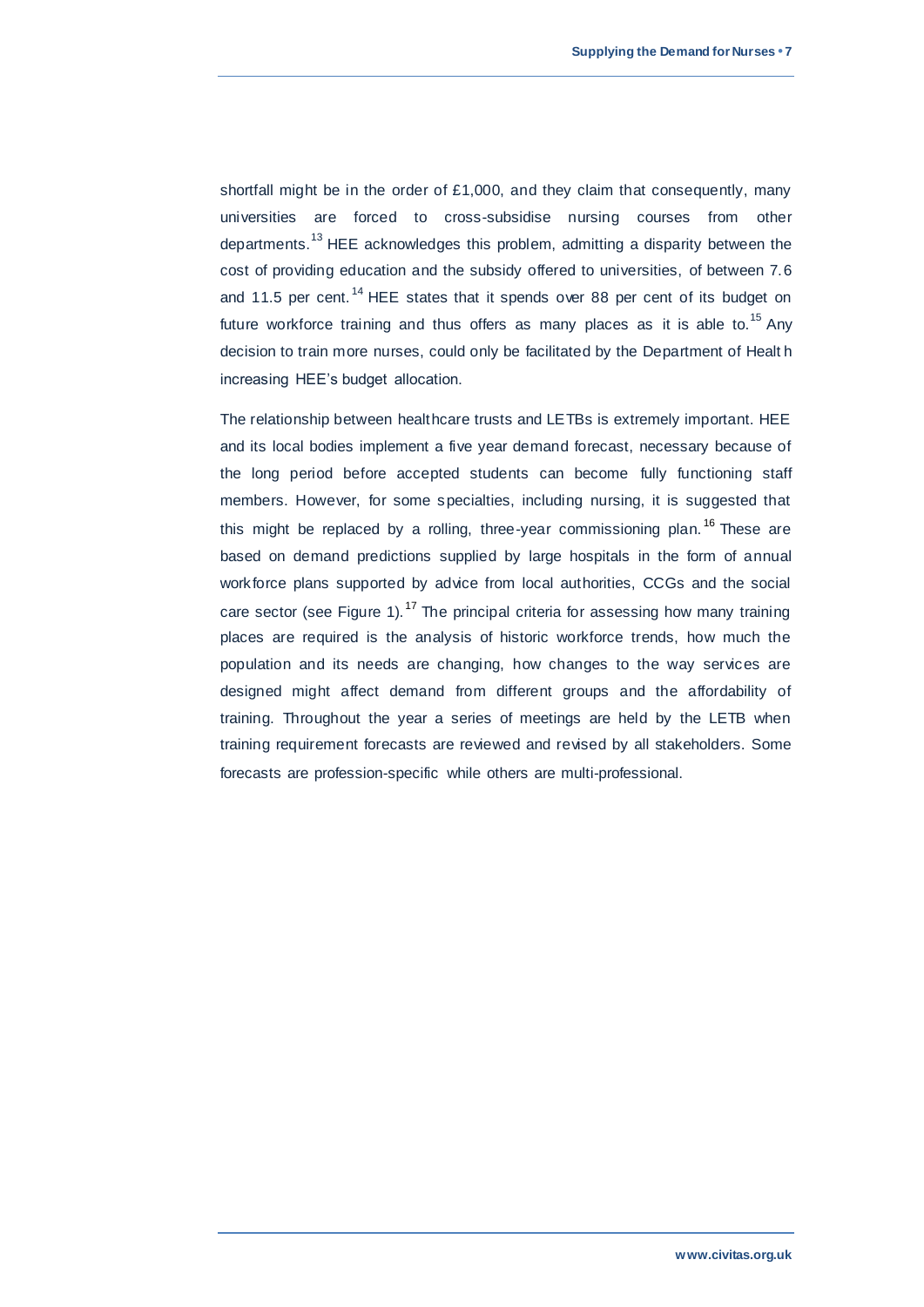shortfall might be in the order of £1,000, and they claim that consequently, many universities are forced to cross-subsidise nursing courses from other departments.[13] HEE acknowledges this problem, admitting a disparity between the cost of providing education and the subsidy offered to universities, of between 7.6 and 11.5 per cent.[14] HEE states that it spends over 88 per cent of its budget on future workforce training and thus offers as many places as it is able to.[15] Any decision to train more nurses, could only be facilitated by the Department of Health increasing HEE's budget allocation.

The relationship between healthcare trusts and LETBs is extremely important. HEE and its local bodies implement a five year demand forecast, necessary because of the long period before accepted students can become fully functioning staff members. However, for some specialties, including nursing, it is suggested that this might be replaced by a rolling, three-year commissioning plan.[16] These are based on demand predictions supplied by large hospitals in the form of annual workforce plans supported by advice from local authorities, CCGs and the social care sector (see Figure 1).[17] The principal criteria for assessing how many training places are required is the analysis of historic workforce trends, how much the population and its needs are changing, how changes to the way services are designed might affect demand from different groups and the affordability of training. Throughout the year a series of meetings are held by the LETB when training requirement forecasts are reviewed and revised by all stakeholders. Some forecasts are profession-specific while others are multi-professional.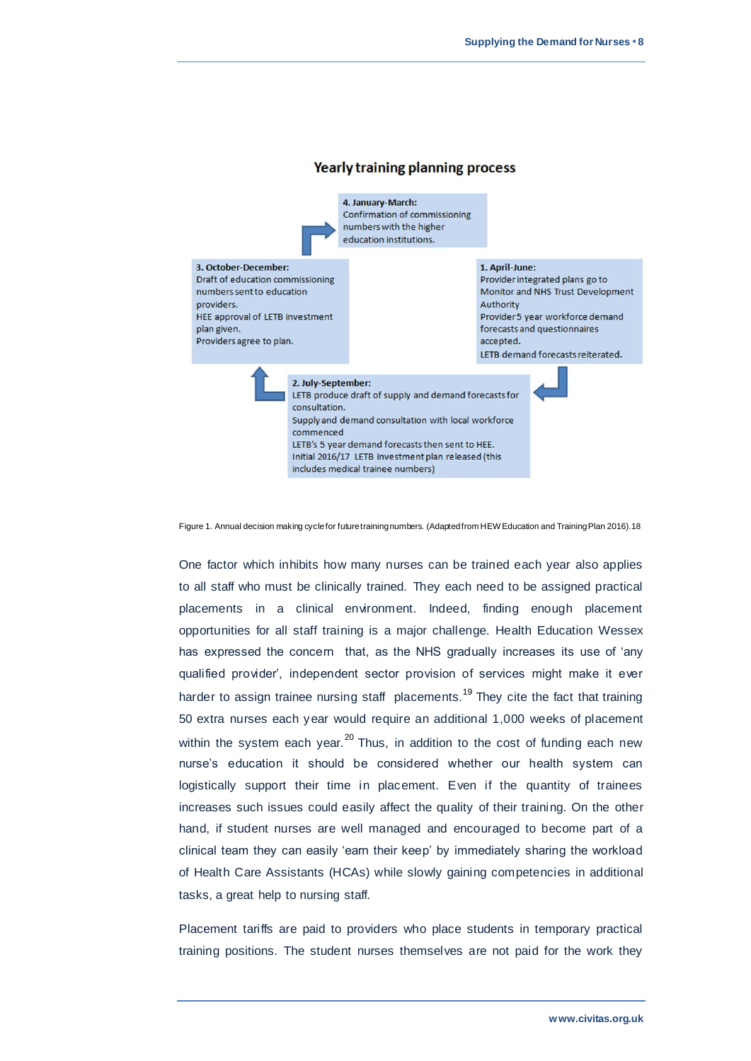### Yearly training planning process

**4. January-March:**
Confirmation of commissioning numbers with the higher education institutions.

**1. April-June:**
Provider integrated plans go to Monitor and NHS Trust Development Authority
Provider 5 year workforce demand forecasts and questionnaires accepted.
LETB demand forecasts reiterated.

**2. July-September:**
LETB produce draft of supply and demand forecasts for consultation.
Supply and demand consultation with local workforce commenced
LETB's 5 year demand forecasts then sent to HEE.
Initial 2016/17 LETB investment plan released (this includes medical trainee numbers)

**3. October-December:**
Draft of education commissioning numbers sent to education providers.
HEE approval of LETB investment plan given.
Providers agree to plan.

Figure 1. Annual decision making cycle for future training numbers. (Adapted from HEW Education and Training Plan 2016).18

One factor which inhibits how many nurses can be trained each year also applies to all staff who must be clinically trained. They each need to be assigned practical placements in a clinical environment. Indeed, finding enough placement opportunities for all staff training is a major challenge. Health Education Wessex has expressed the concern that, as the NHS gradually increases its use of 'any qualified provider', independent sector provision of services might make it ever harder to assign trainee nursing staff placements.[19] They cite the fact that training 50 extra nurses each year would require an additional 1,000 weeks of placement within the system each year.[20] Thus, in addition to the cost of funding each new nurse's education it should be considered whether our health system can logistically support their time in placement. Even if the quantity of trainees increases such issues could easily affect the quality of their training. On the other hand, if student nurses are well managed and encouraged to become part of a clinical team they can easily 'earn their keep' by immediately sharing the workload of Health Care Assistants (HCAs) while slowly gaining competencies in additional tasks, a great help to nursing staff.

Placement tariffs are paid to providers who place students in temporary practical training positions. The student nurses themselves are not paid for the work they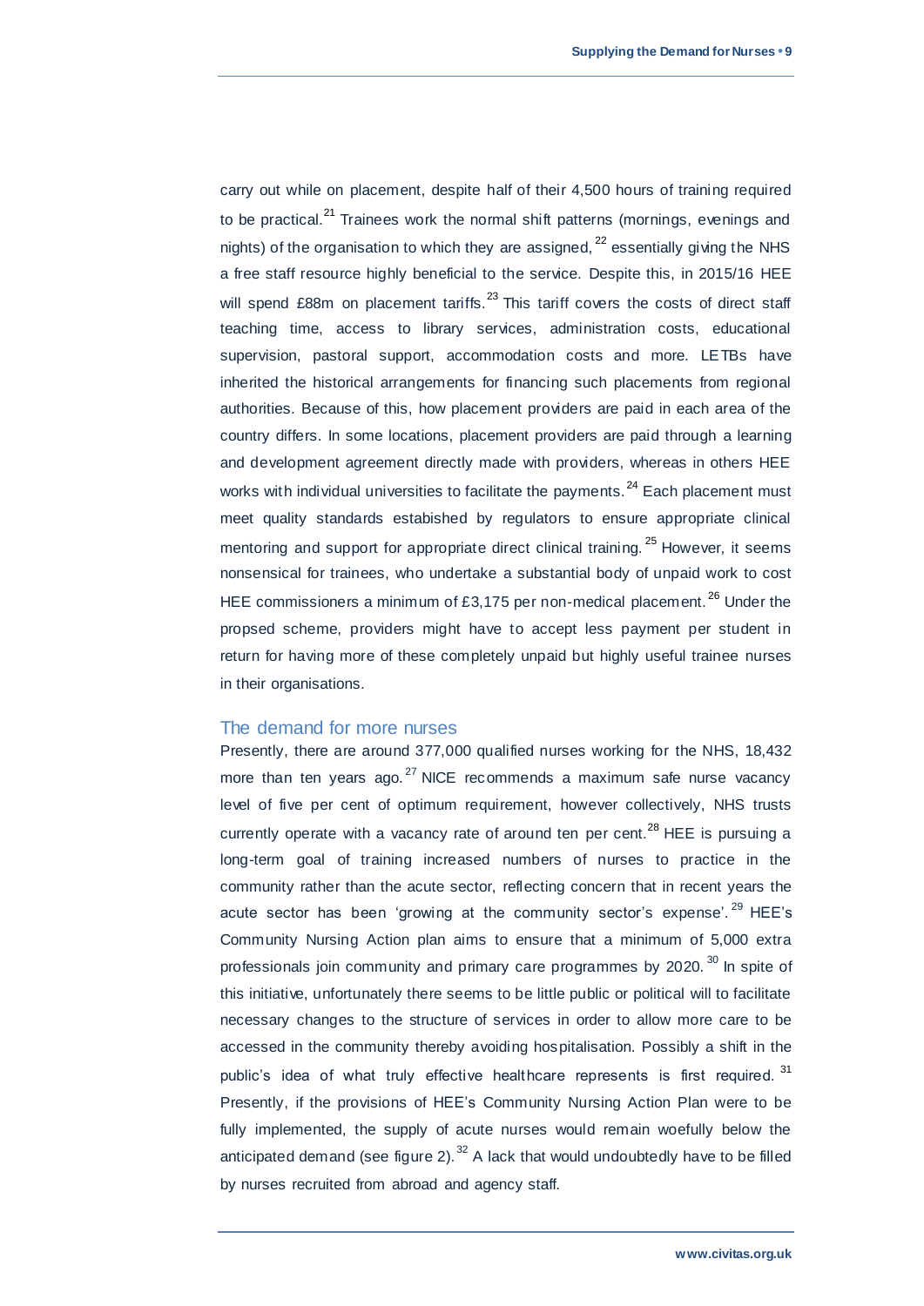carry out while on placement, despite half of their 4,500 hours of training required to be practical.[21] Trainees work the normal shift patterns (mornings, evenings and nights) of the organisation to which they are assigned,[22] essentially giving the NHS a free staff resource highly beneficial to the service. Despite this, in 2015/16 HEE will spend £88m on placement tariffs.[23] This tariff covers the costs of direct staff teaching time, access to library services, administration costs, educational supervision, pastoral support, accommodation costs and more. LETBs have inherited the historical arrangements for financing such placements from regional authorities. Because of this, how placement providers are paid in each area of the country differs. In some locations, placement providers are paid through a learning and development agreement directly made with providers, whereas in others HEE works with individual universities to facilitate the payments.[24] Each placement must meet quality standards established by regulators to ensure appropriate clinical mentoring and support for appropriate direct clinical training.[25] However, it seems nonsensical for trainees, who undertake a substantial body of unpaid work to cost HEE commissioners a minimum of £3,175 per non-medical placement.[26] Under the propsed scheme, providers might have to accept less payment per student in return for having more of these completely unpaid but highly useful trainee nurses in their organisations.

## The demand for more nurses

Presently, there are around 377,000 qualified nurses working for the NHS, 18,432 more than ten years ago.[27] NICE recommends a maximum safe nurse vacancy level of five per cent of optimum requirement, however collectively, NHS trusts currently operate with a vacancy rate of around ten per cent.[28] HEE is pursuing a long-term goal of training increased numbers of nurses to practice in the community rather than the acute sector, reflecting concern that in recent years the acute sector has been 'growing at the community sector's expense'.[29] HEE's Community Nursing Action plan aims to ensure that a minimum of 5,000 extra professionals join community and primary care programmes by 2020.[30] In spite of this initiative, unfortunately there seems to be little public or political will to facilitate necessary changes to the structure of services in order to allow more care to be accessed in the community thereby avoiding hospitalisation. Possibly a shift in the public's idea of what truly effective healthcare represents is first required.[31] Presently, if the provisions of HEE's Community Nursing Action Plan were to be fully implemented, the supply of acute nurses would remain woefully below the anticipated demand (see figure 2).[32] A lack that would undoubtedly have to be filled by nurses recruited from abroad and agency staff.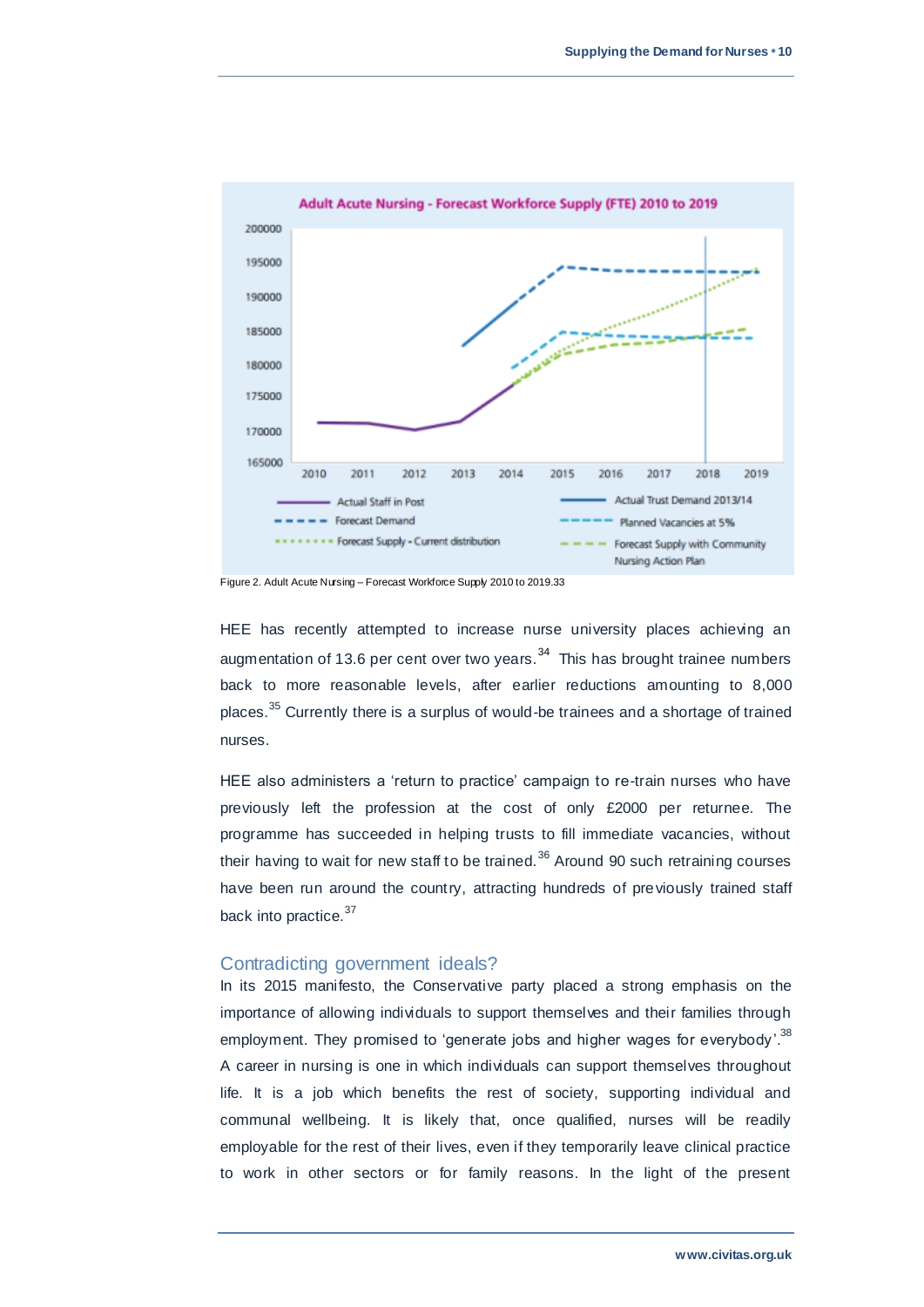Adult Acute Nursing - Forecast Workforce Supply (FTE) 2010 to 2019

Figure 2. Adult Acute Nursing – Forecast Workforce Supply 2010 to 2019.33

HEE has recently attempted to increase nurse university places achieving an augmentation of 13.6 per cent over two years.[34] This has brought trainee numbers back to more reasonable levels, after earlier reductions amounting to 8,000 places.[35] Currently there is a surplus of would-be trainees and a shortage of trained nurses.

HEE also administers a 'return to practice' campaign to re-train nurses who have previously left the profession at the cost of only £2000 per returnee. The programme has succeeded in helping trusts to fill immediate vacancies, without their having to wait for new staff to be trained.[36] Around 90 such retraining courses have been run around the country, attracting hundreds of previously trained staff back into practice.[37]

## Contradicting government ideals?

In its 2015 manifesto, the Conservative party placed a strong emphasis on the importance of allowing individuals to support themselves and their families through employment. They promised to 'generate jobs and higher wages for everybody'.[38] A career in nursing is one in which individuals can support themselves throughout life. It is a job which benefits the rest of society, supporting individual and communal wellbeing. It is likely that, once qualified, nurses will be readily employable for the rest of their lives, even if they temporarily leave clinical practice to work in other sectors or for family reasons. In the light of the present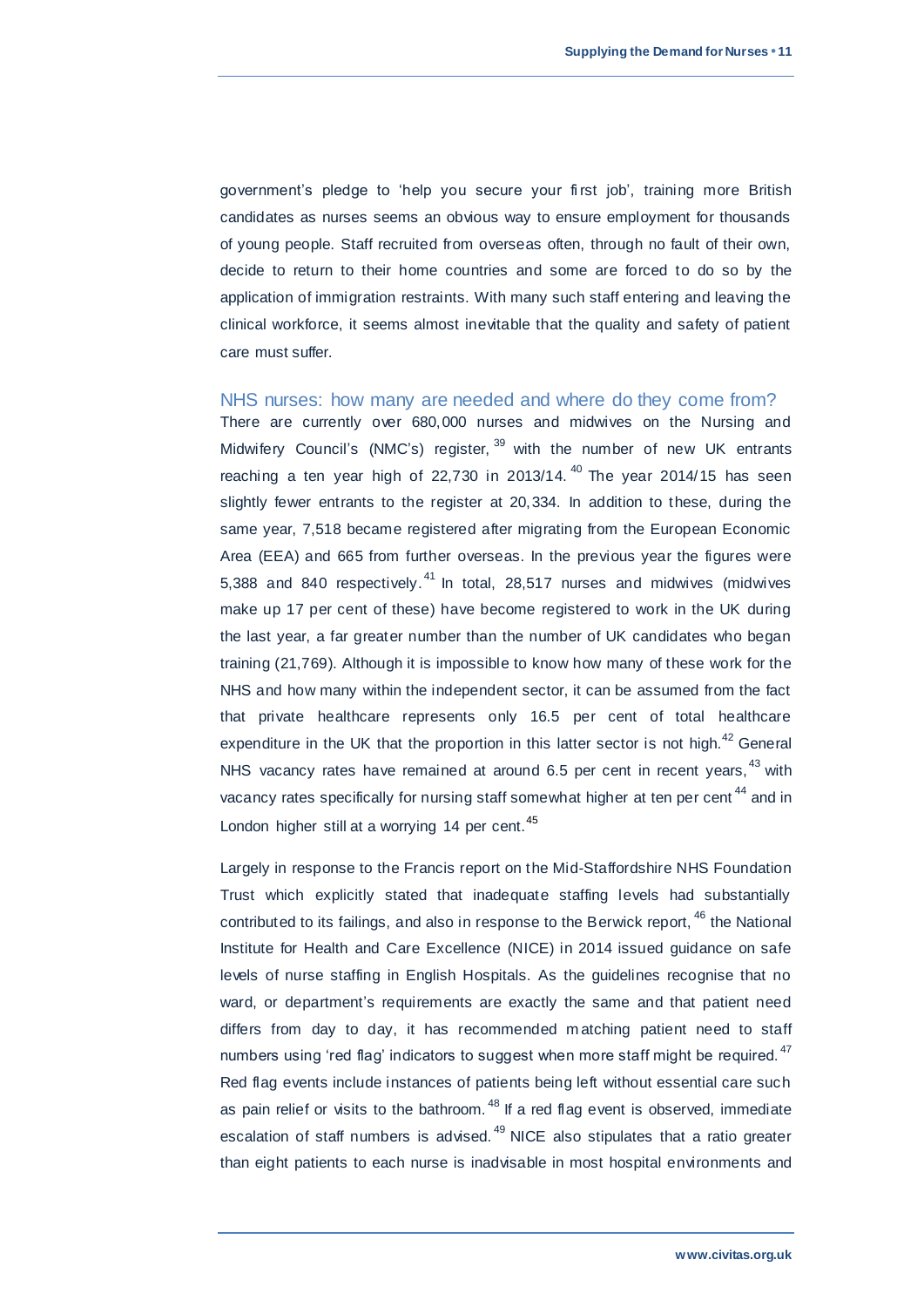government's pledge to 'help you secure your first job', training more British candidates as nurses seems an obvious way to ensure employment for thousands of young people. Staff recruited from overseas often, through no fault of their own, decide to return to their home countries and some are forced to do so by the application of immigration restraints. With many such staff entering and leaving the clinical workforce, it seems almost inevitable that the quality and safety of patient care must suffer.

## NHS nurses: how many are needed and where do they come from?

There are currently over 680,000 nurses and midwives on the Nursing and Midwifery Council's (NMC's) register,[39] with the number of new UK entrants reaching a ten year high of 22,730 in 2013/14.[40] The year 2014/15 has seen slightly fewer entrants to the register at 20,334. In addition to these, during the same year, 7,518 became registered after migrating from the European Economic Area (EEA) and 665 from further overseas. In the previous year the figures were 5,388 and 840 respectively.[41] In total, 28,517 nurses and midwives (midwives make up 17 per cent of these) have become registered to work in the UK during the last year, a far greater number than the number of UK candidates who began training (21,769). Although it is impossible to know how many of these work for the NHS and how many within the independent sector, it can be assumed from the fact that private healthcare represents only 16.5 per cent of total healthcare expenditure in the UK that the proportion in this latter sector is not high.[42] General NHS vacancy rates have remained at around 6.5 per cent in recent years,[43] with vacancy rates specifically for nursing staff somewhat higher at ten per cent[44] and in London higher still at a worrying 14 per cent.[45]

Largely in response to the Francis report on the Mid-Staffordshire NHS Foundation Trust which explicitly stated that inadequate staffing levels had substantially contributed to its failings, and also in response to the Berwick report,[46] the National Institute for Health and Care Excellence (NICE) in 2014 issued guidance on safe levels of nurse staffing in English Hospitals. As the guidelines recognise that no ward, or department's requirements are exactly the same and that patient need differs from day to day, it has recommended matching patient need to staff numbers using 'red flag' indicators to suggest when more staff might be required.[47] Red flag events include instances of patients being left without essential care such as pain relief or visits to the bathroom.[48] If a red flag event is observed, immediate escalation of staff numbers is advised.[49] NICE also stipulates that a ratio greater than eight patients to each nurse is inadvisable in most hospital environments and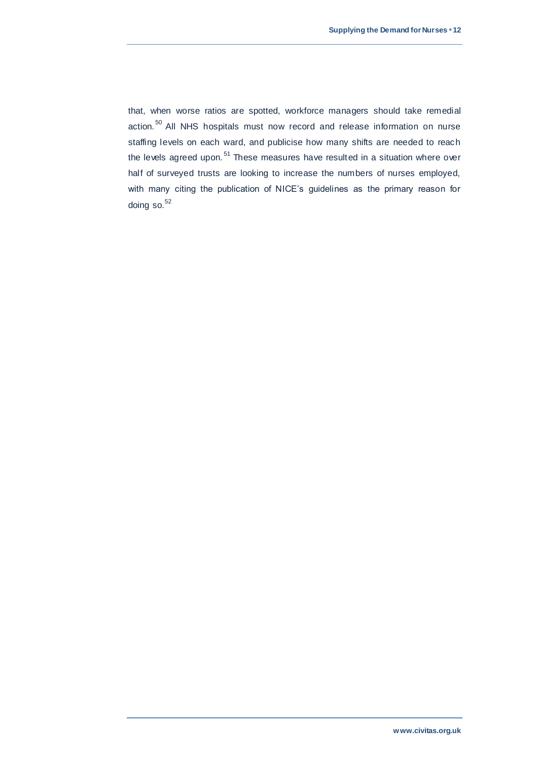that, when worse ratios are spotted, workforce managers should take remedial action.[50] All NHS hospitals must now record and release information on nurse staffing levels on each ward, and publicise how many shifts are needed to reach the levels agreed upon.[51] These measures have resulted in a situation where over half of surveyed trusts are looking to increase the numbers of nurses employed, with many citing the publication of NICE's guidelines as the primary reason for doing so.[52]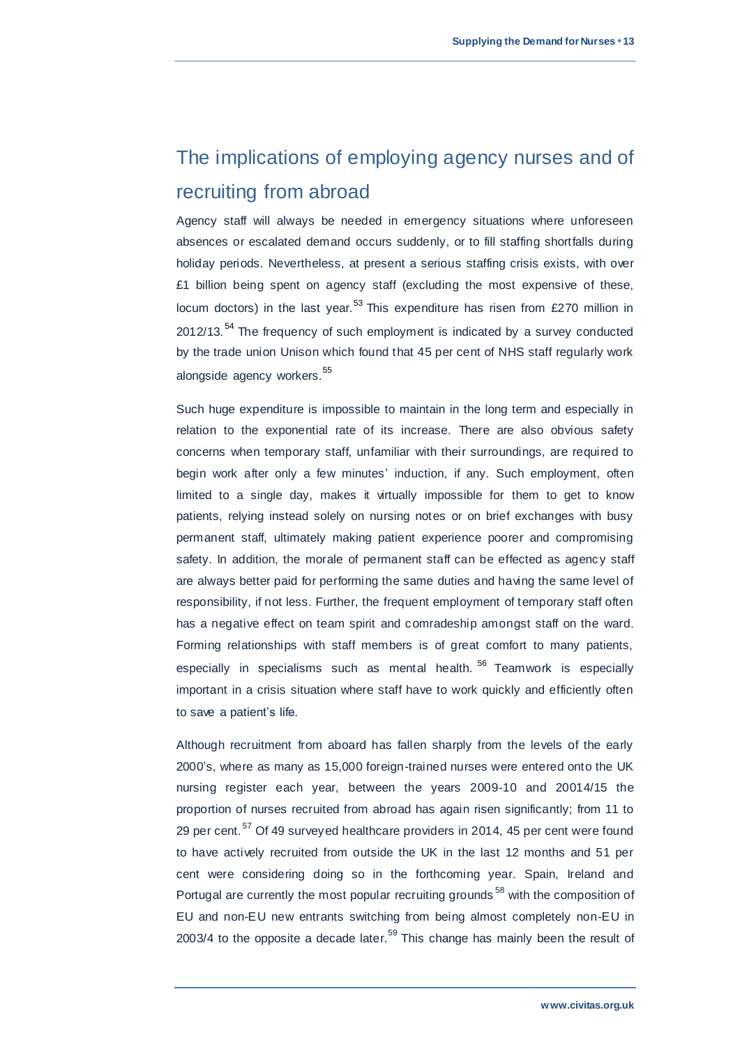## The implications of employing agency nurses and of recruiting from abroad

Agency staff will always be needed in emergency situations where unforeseen absences or escalated demand occurs suddenly, or to fill staffing shortfalls during holiday periods. Nevertheless, at present a serious staffing crisis exists, with over £1 billion being spent on agency staff (excluding the most expensive of these, locum doctors) in the last year.[53] This expenditure has risen from £270 million in 2012/13.[54] The frequency of such employment is indicated by a survey conducted by the trade union Unison which found that 45 per cent of NHS staff regularly work alongside agency workers.[55]

Such huge expenditure is impossible to maintain in the long term and especially in relation to the exponential rate of its increase. There are also obvious safety concerns when temporary staff, unfamiliar with their surroundings, are required to begin work after only a few minutes' induction, if any. Such employment, often limited to a single day, makes it virtually impossible for them to get to know patients, relying instead solely on nursing notes or on brief exchanges with busy permanent staff, ultimately making patient experience poorer and compromising safety. In addition, the morale of permanent staff can be effected as agency staff are always better paid for performing the same duties and having the same level of responsibility, if not less. Further, the frequent employment of temporary staff often has a negative effect on team spirit and comradeship amongst staff on the ward. Forming relationships with staff members is of great comfort to many patients, especially in specialisms such as mental health.[56] Teamwork is especially important in a crisis situation where staff have to work quickly and efficiently often to save a patient's life.

Although recruitment from aboard has fallen sharply from the levels of the early 2000's, where as many as 15,000 foreign-trained nurses were entered onto the UK nursing register each year, between the years 2009-10 and 20014/15 the proportion of nurses recruited from abroad has again risen significantly; from 11 to 29 per cent.[57] Of 49 surveyed healthcare providers in 2014, 45 per cent were found to have actively recruited from outside the UK in the last 12 months and 51 per cent were considering doing so in the forthcoming year. Spain, Ireland and Portugal are currently the most popular recruiting grounds[58] with the composition of EU and non-EU new entrants switching from being almost completely non-EU in 2003/4 to the opposite a decade later.[59] This change has mainly been the result of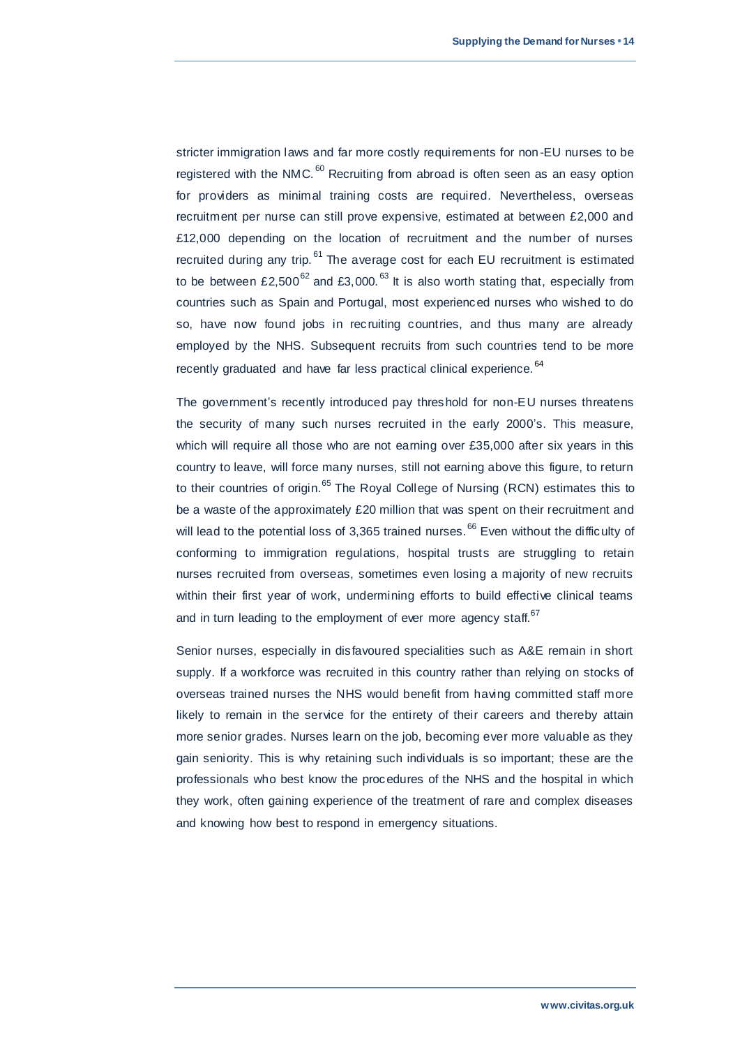stricter immigration laws and far more costly requirements for non-EU nurses to be registered with the NMC.[60] Recruiting from abroad is often seen as an easy option for providers as minimal training costs are required. Nevertheless, overseas recruitment per nurse can still prove expensive, estimated at between £2,000 and £12,000 depending on the location of recruitment and the number of nurses recruited during any trip.[61] The average cost for each EU recruitment is estimated to be between £2,500[62] and £3,000.[63] It is also worth stating that, especially from countries such as Spain and Portugal, most experienced nurses who wished to do so, have now found jobs in recruiting countries, and thus many are already employed by the NHS. Subsequent recruits from such countries tend to be more recently graduated and have far less practical clinical experience.[64]

The government's recently introduced pay threshold for non-EU nurses threatens the security of many such nurses recruited in the early 2000's. This measure, which will require all those who are not earning over £35,000 after six years in this country to leave, will force many nurses, still not earning above this figure, to return to their countries of origin.[65] The Royal College of Nursing (RCN) estimates this to be a waste of the approximately £20 million that was spent on their recruitment and will lead to the potential loss of 3,365 trained nurses.[66] Even without the difficulty of conforming to immigration regulations, hospital trusts are struggling to retain nurses recruited from overseas, sometimes even losing a majority of new recruits within their first year of work, undermining efforts to build effective clinical teams and in turn leading to the employment of ever more agency staff.[67]

Senior nurses, especially in disfavoured specialities such as A&E remain in short supply. If a workforce was recruited in this country rather than relying on stocks of overseas trained nurses the NHS would benefit from having committed staff more likely to remain in the service for the entirety of their careers and thereby attain more senior grades. Nurses learn on the job, becoming ever more valuable as they gain seniority. This is why retaining such individuals is so important; these are the professionals who best know the procedures of the NHS and the hospital in which they work, often gaining experience of the treatment of rare and complex diseases and knowing how best to respond in emergency situations.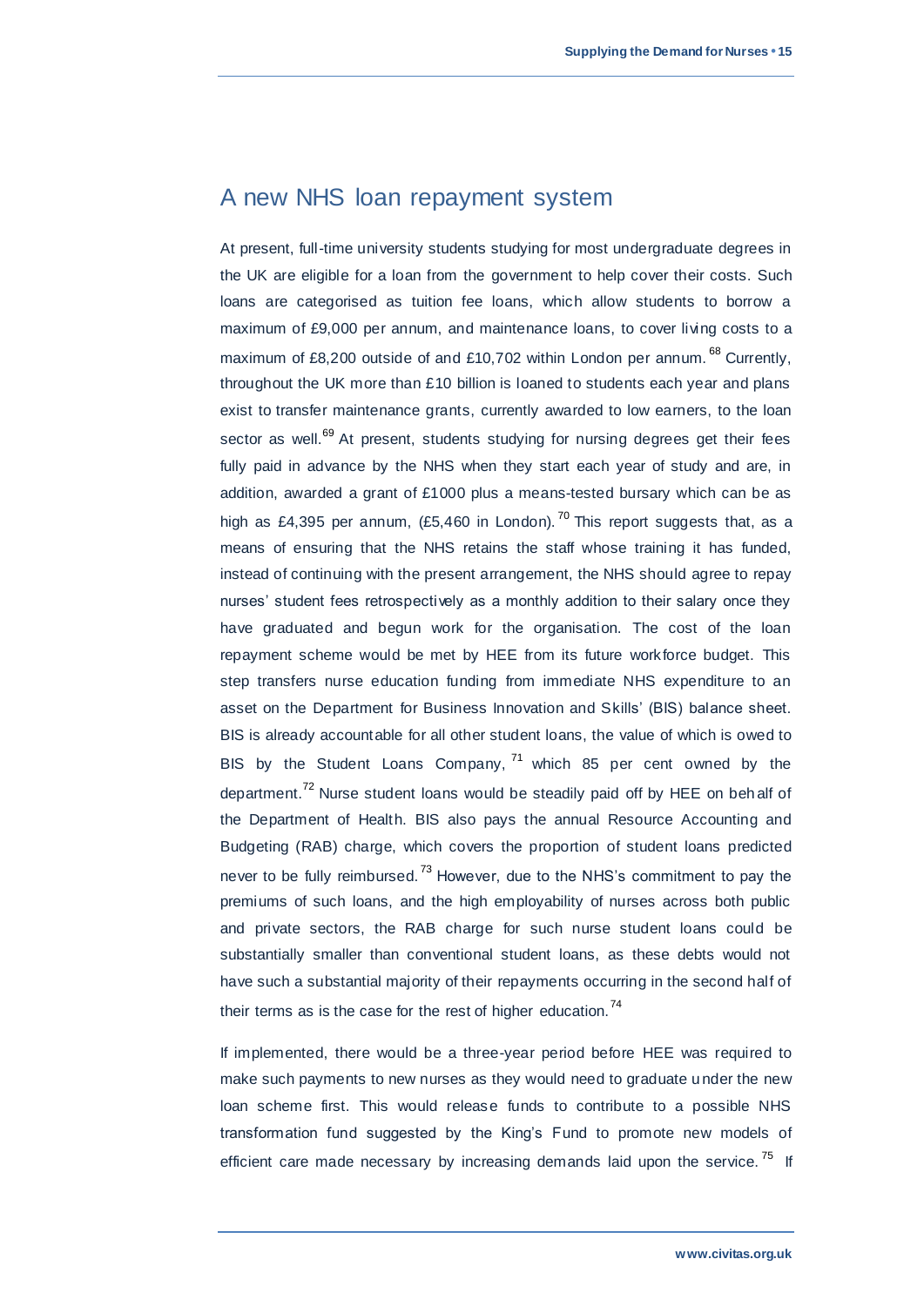## A new NHS loan repayment system

At present, full-time university students studying for most undergraduate degrees in the UK are eligible for a loan from the government to help cover their costs. Such loans are categorised as tuition fee loans, which allow students to borrow a maximum of £9,000 per annum, and maintenance loans, to cover living costs to a maximum of £8,200 outside of and £10,702 within London per annum.[68] Currently, throughout the UK more than £10 billion is loaned to students each year and plans exist to transfer maintenance grants, currently awarded to low earners, to the loan sector as well.[69] At present, students studying for nursing degrees get their fees fully paid in advance by the NHS when they start each year of study and are, in addition, awarded a grant of £1000 plus a means-tested bursary which can be as high as £4,395 per annum, (£5,460 in London).[70] This report suggests that, as a means of ensuring that the NHS retains the staff whose training it has funded, instead of continuing with the present arrangement, the NHS should agree to repay nurses' student fees retrospectively as a monthly addition to their salary once they have graduated and begun work for the organisation. The cost of the loan repayment scheme would be met by HEE from its future workforce budget. This step transfers nurse education funding from immediate NHS expenditure to an asset on the Department for Business Innovation and Skills' (BIS) balance sheet. BIS is already accountable for all other student loans, the value of which is owed to BIS by the Student Loans Company,[71] which 85 per cent owned by the department.[72] Nurse student loans would be steadily paid off by HEE on behalf of the Department of Health. BIS also pays the annual Resource Accounting and Budgeting (RAB) charge, which covers the proportion of student loans predicted never to be fully reimbursed.[73] However, due to the NHS's commitment to pay the premiums of such loans, and the high employability of nurses across both public and private sectors, the RAB charge for such nurse student loans could be substantially smaller than conventional student loans, as these debts would not have such a substantial majority of their repayments occurring in the second half of their terms as is the case for the rest of higher education.[74]

If implemented, there would be a three-year period before HEE was required to make such payments to new nurses as they would need to graduate under the new loan scheme first. This would release funds to contribute to a possible NHS transformation fund suggested by the King's Fund to promote new models of efficient care made necessary by increasing demands laid upon the service.[75] If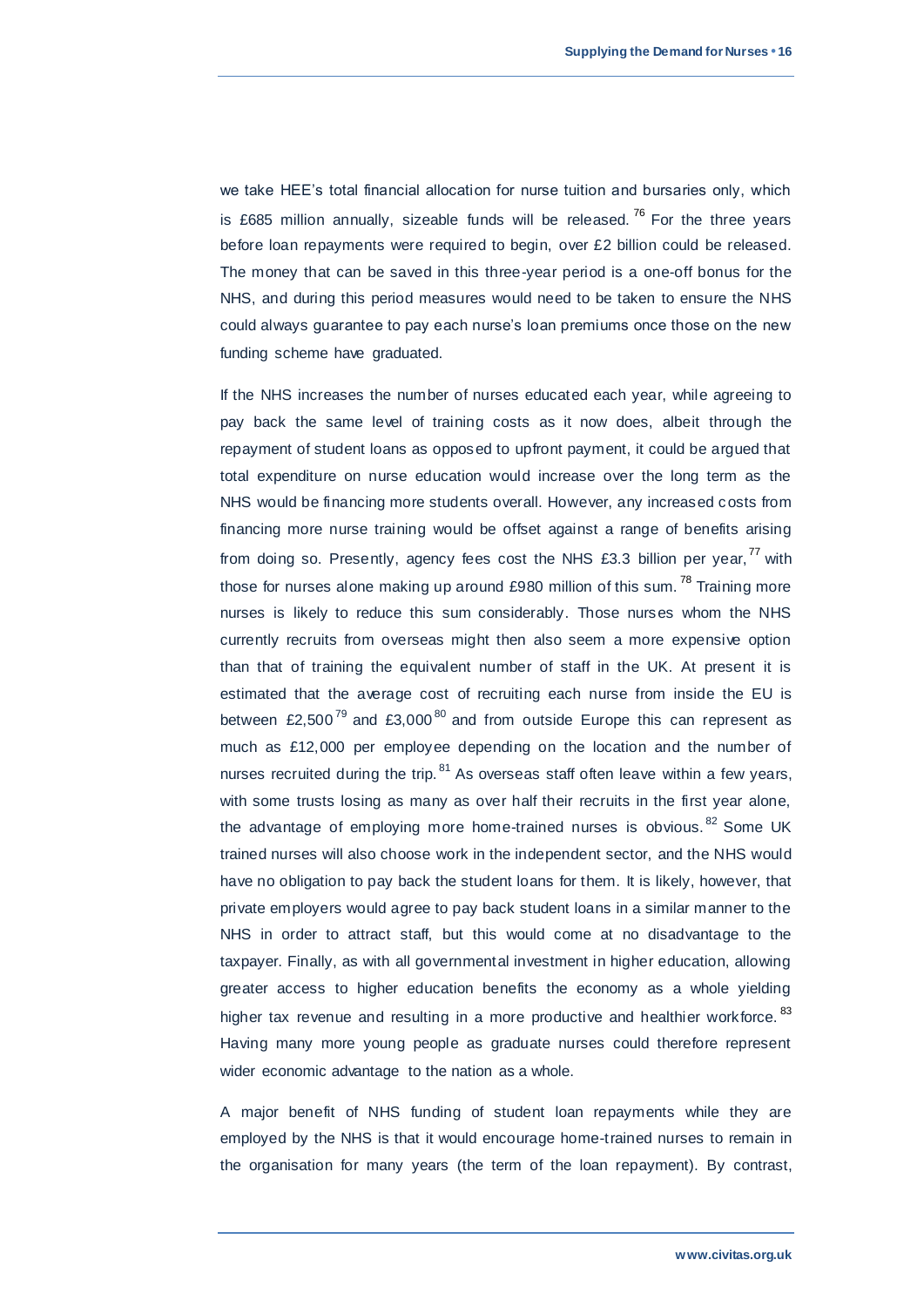we take HEE's total financial allocation for nurse tuition and bursaries only, which is £685 million annually, sizeable funds will be released.[76] For the three years before loan repayments were required to begin, over £2 billion could be released. The money that can be saved in this three-year period is a one-off bonus for the NHS, and during this period measures would need to be taken to ensure the NHS could always guarantee to pay each nurse's loan premiums once those on the new funding scheme have graduated.

If the NHS increases the number of nurses educated each year, while agreeing to pay back the same level of training costs as it now does, albeit through the repayment of student loans as opposed to upfront payment, it could be argued that total expenditure on nurse education would increase over the long term as the NHS would be financing more students overall. However, any increased costs from financing more nurse training would be offset against a range of benefits arising from doing so. Presently, agency fees cost the NHS £3.3 billion per year,[77] with those for nurses alone making up around £980 million of this sum.[78] Training more nurses is likely to reduce this sum considerably. Those nurses whom the NHS currently recruits from overseas might then also seem a more expensive option than that of training the equivalent number of staff in the UK. At present it is estimated that the average cost of recruiting each nurse from inside the EU is between £2,500[79] and £3,000[80] and from outside Europe this can represent as much as £12,000 per employee depending on the location and the number of nurses recruited during the trip.[81] As overseas staff often leave within a few years, with some trusts losing as many as over half their recruits in the first year alone, the advantage of employing more home-trained nurses is obvious.[82] Some UK trained nurses will also choose work in the independent sector, and the NHS would have no obligation to pay back the student loans for them. It is likely, however, that private employers would agree to pay back student loans in a similar manner to the NHS in order to attract staff, but this would come at no disadvantage to the taxpayer. Finally, as with all governmental investment in higher education, allowing greater access to higher education benefits the economy as a whole yielding higher tax revenue and resulting in a more productive and healthier workforce.[83] Having many more young people as graduate nurses could therefore represent wider economic advantage to the nation as a whole.

A major benefit of NHS funding of student loan repayments while they are employed by the NHS is that it would encourage home-trained nurses to remain in the organisation for many years (the term of the loan repayment). By contrast,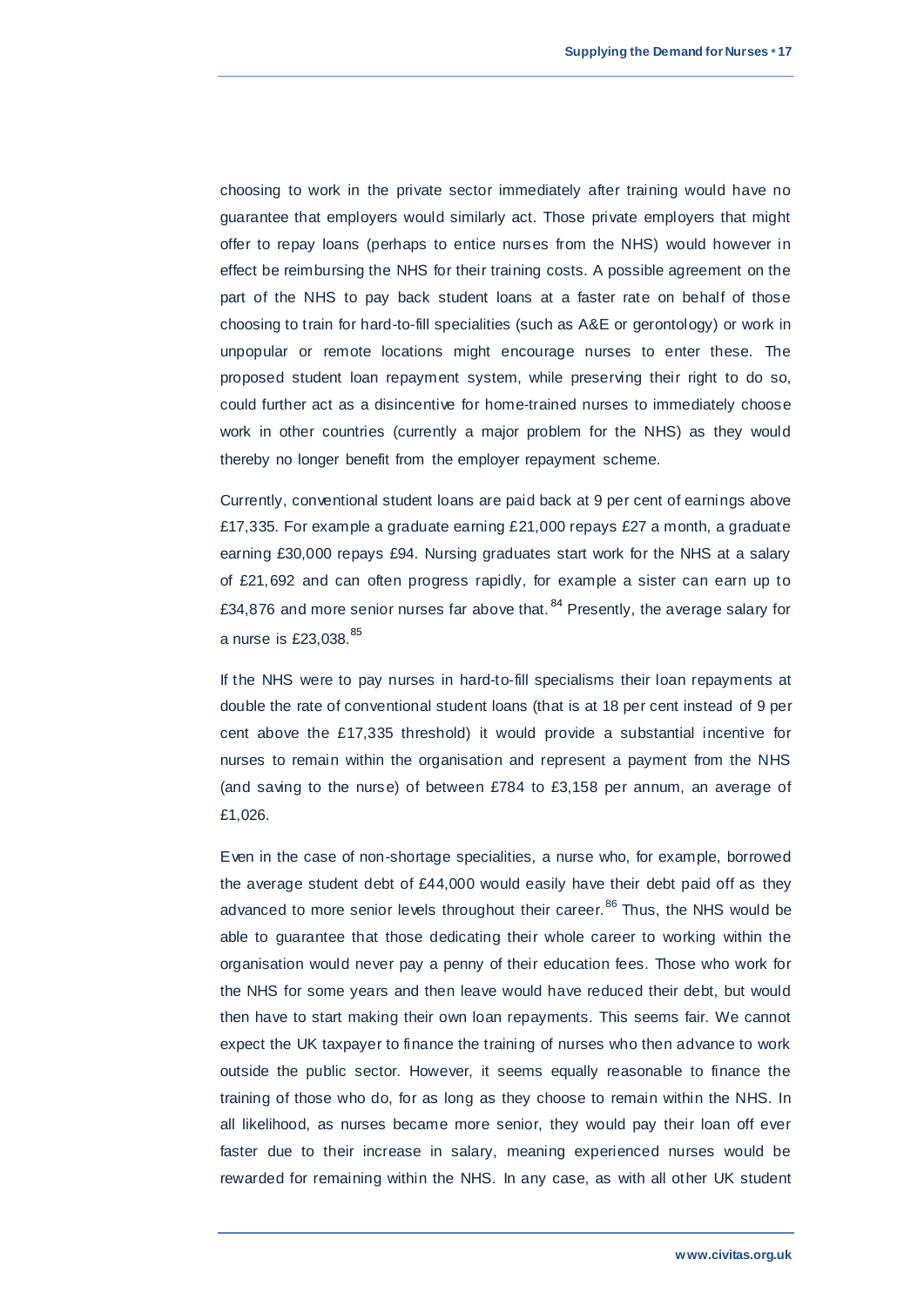choosing to work in the private sector immediately after training would have no guarantee that employers would similarly act. Those private employers that might offer to repay loans (perhaps to entice nurses from the NHS) would however in effect be reimbursing the NHS for their training costs. A possible agreement on the part of the NHS to pay back student loans at a faster rate on behalf of those choosing to train for hard-to-fill specialities (such as A&E or gerontology) or work in unpopular or remote locations might encourage nurses to enter these. The proposed student loan repayment system, while preserving their right to do so, could further act as a disincentive for home-trained nurses to immediately choose work in other countries (currently a major problem for the NHS) as they would thereby no longer benefit from the employer repayment scheme.

Currently, conventional student loans are paid back at 9 per cent of earnings above £17,335. For example a graduate earning £21,000 repays £27 a month, a graduate earning £30,000 repays £94. Nursing graduates start work for the NHS at a salary of £21,692 and can often progress rapidly, for example a sister can earn up to £34,876 and more senior nurses far above that.[84] Presently, the average salary for a nurse is £23,038.[85]

If the NHS were to pay nurses in hard-to-fill specialisms their loan repayments at double the rate of conventional student loans (that is at 18 per cent instead of 9 per cent above the £17,335 threshold) it would provide a substantial incentive for nurses to remain within the organisation and represent a payment from the NHS (and saving to the nurse) of between £784 to £3,158 per annum, an average of £1,026.

Even in the case of non-shortage specialities, a nurse who, for example, borrowed the average student debt of £44,000 would easily have their debt paid off as they advanced to more senior levels throughout their career.[86] Thus, the NHS would be able to guarantee that those dedicating their whole career to working within the organisation would never pay a penny of their education fees. Those who work for the NHS for some years and then leave would have reduced their debt, but would then have to start making their own loan repayments. This seems fair. We cannot expect the UK taxpayer to finance the training of nurses who then advance to work outside the public sector. However, it seems equally reasonable to finance the training of those who do, for as long as they choose to remain within the NHS. In all likelihood, as nurses became more senior, they would pay their loan off ever faster due to their increase in salary, meaning experienced nurses would be rewarded for remaining within the NHS. In any case, as with all other UK student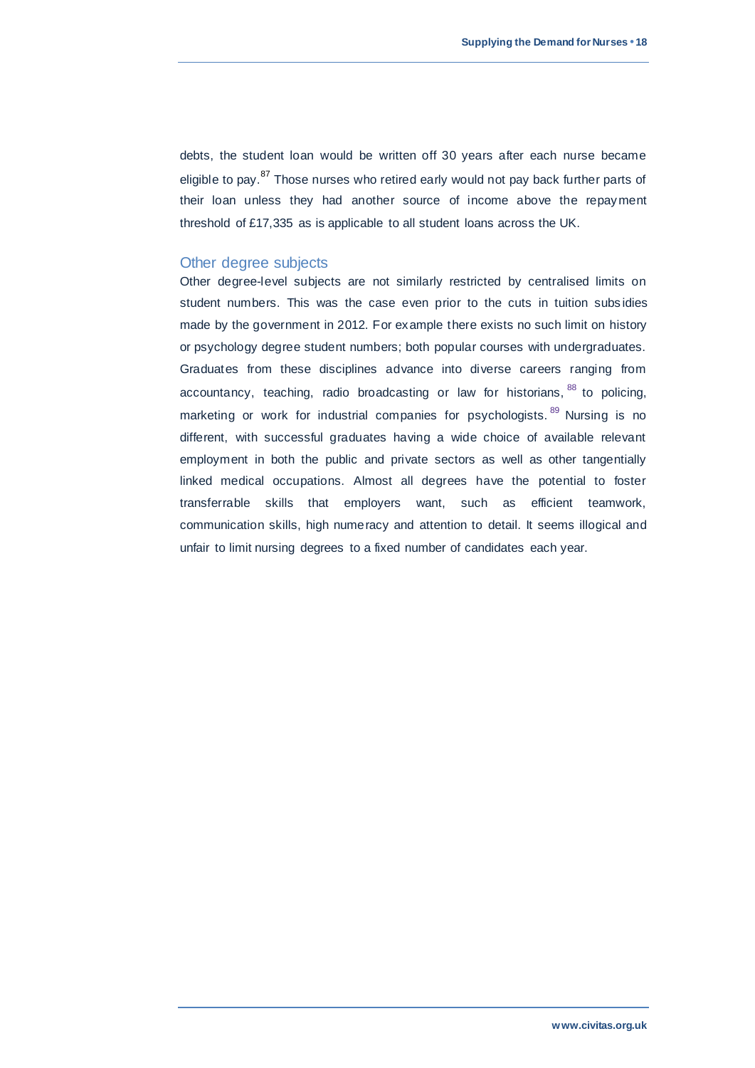debts, the student loan would be written off 30 years after each nurse became eligible to pay.[87] Those nurses who retired early would not pay back further parts of their loan unless they had another source of income above the repayment threshold of £17,335 as is applicable to all student loans across the UK.

## Other degree subjects

Other degree-level subjects are not similarly restricted by centralised limits on student numbers. This was the case even prior to the cuts in tuition subsidies made by the government in 2012. For example there exists no such limit on history or psychology degree student numbers; both popular courses with undergraduates. Graduates from these disciplines advance into diverse careers ranging from accountancy, teaching, radio broadcasting or law for historians, [88] to policing, marketing or work for industrial companies for psychologists. [89] Nursing is no different, with successful graduates having a wide choice of available relevant employment in both the public and private sectors as well as other tangentially linked medical occupations. Almost all degrees have the potential to foster transferrable skills that employers want, such as efficient teamwork, communication skills, high numeracy and attention to detail. It seems illogical and unfair to limit nursing degrees to a fixed number of candidates each year.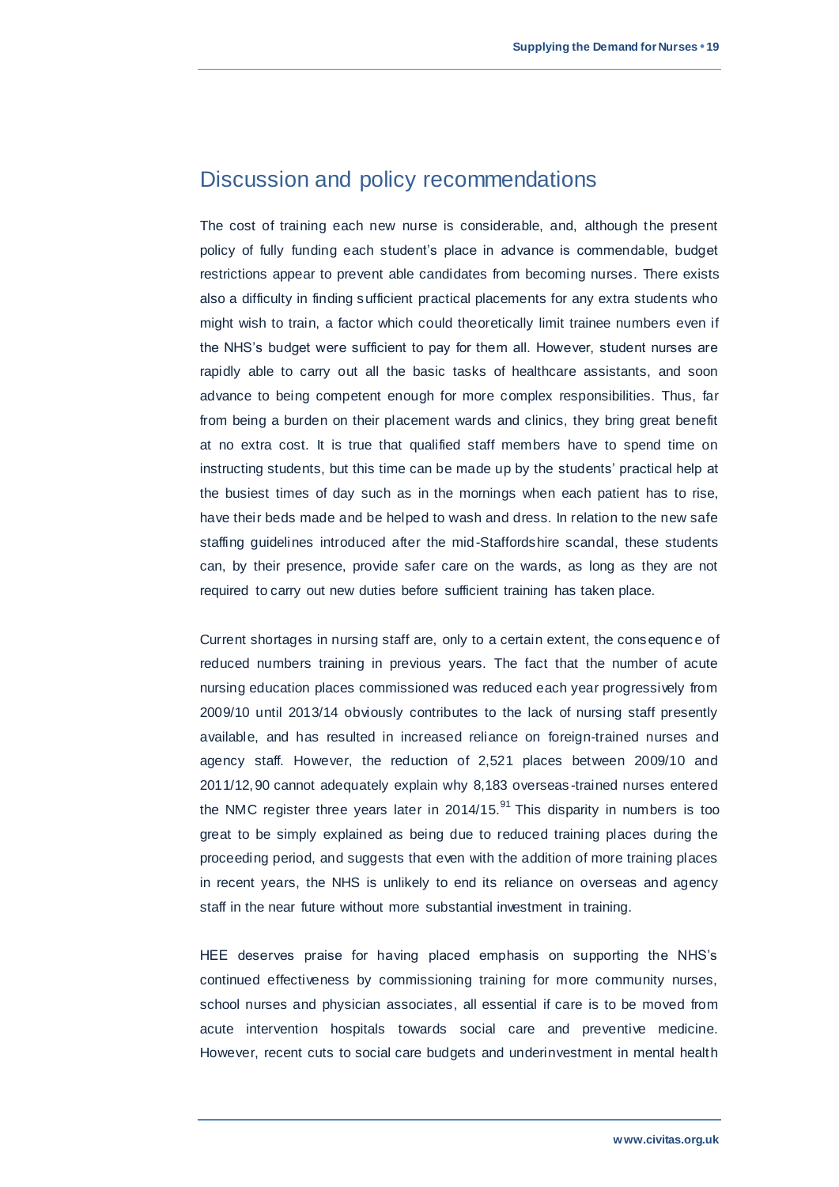## Discussion and policy recommendations

The cost of training each new nurse is considerable, and, although the present policy of fully funding each student's place in advance is commendable, budget restrictions appear to prevent able candidates from becoming nurses. There exists also a difficulty in finding sufficient practical placements for any extra students who might wish to train, a factor which could theoretically limit trainee numbers even if the NHS's budget were sufficient to pay for them all. However, student nurses are rapidly able to carry out all the basic tasks of healthcare assistants, and soon advance to being competent enough for more complex responsibilities. Thus, far from being a burden on their placement wards and clinics, they bring great benefit at no extra cost. It is true that qualified staff members have to spend time on instructing students, but this time can be made up by the students' practical help at the busiest times of day such as in the mornings when each patient has to rise, have their beds made and be helped to wash and dress. In relation to the new safe staffing guidelines introduced after the mid-Staffordshire scandal, these students can, by their presence, provide safer care on the wards, as long as they are not required to carry out new duties before sufficient training has taken place.

Current shortages in nursing staff are, only to a certain extent, the consequence of reduced numbers training in previous years. The fact that the number of acute nursing education places commissioned was reduced each year progressively from 2009/10 until 2013/14 obviously contributes to the lack of nursing staff presently available, and has resulted in increased reliance on foreign-trained nurses and agency staff. However, the reduction of 2,521 places between 2009/10 and 2011/12,[90] cannot adequately explain why 8,183 overseas-trained nurses entered the NMC register three years later in 2014/15.[91] This disparity in numbers is too great to be simply explained as being due to reduced training places during the proceeding period, and suggests that even with the addition of more training places in recent years, the NHS is unlikely to end its reliance on overseas and agency staff in the near future without more substantial investment in training.

HEE deserves praise for having placed emphasis on supporting the NHS's continued effectiveness by commissioning training for more community nurses, school nurses and physician associates, all essential if care is to be moved from acute intervention hospitals towards social care and preventive medicine. However, recent cuts to social care budgets and underinvestment in mental health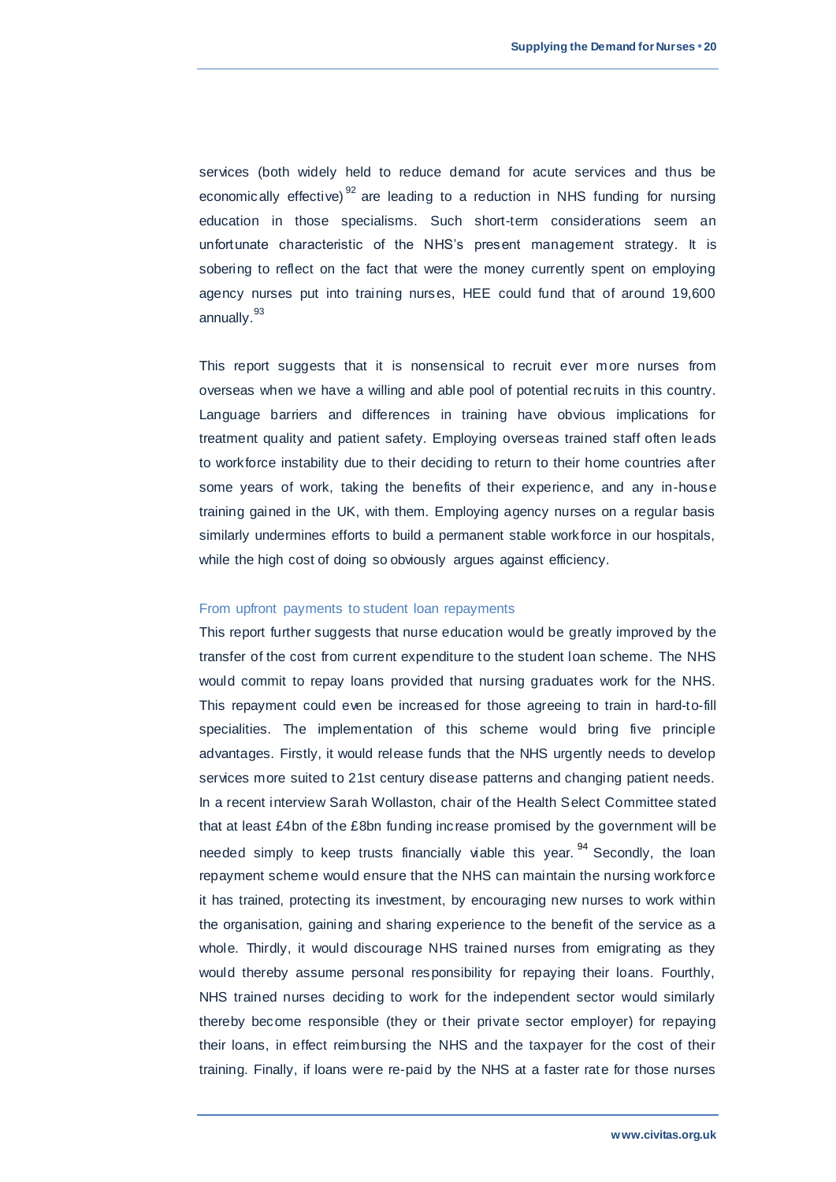services (both widely held to reduce demand for acute services and thus be economically effective)[92] are leading to a reduction in NHS funding for nursing education in those specialisms. Such short-term considerations seem an unfortunate characteristic of the NHS's present management strategy. It is sobering to reflect on the fact that were the money currently spent on employing agency nurses put into training nurses, HEE could fund that of around 19,600 annually.[93]

This report suggests that it is nonsensical to recruit ever more nurses from overseas when we have a willing and able pool of potential recruits in this country. Language barriers and differences in training have obvious implications for treatment quality and patient safety. Employing overseas trained staff often leads to workforce instability due to their deciding to return to their home countries after some years of work, taking the benefits of their experience, and any in-house training gained in the UK, with them. Employing agency nurses on a regular basis similarly undermines efforts to build a permanent stable workforce in our hospitals, while the high cost of doing so obviously argues against efficiency.

### From upfront payments to student loan repayments

This report further suggests that nurse education would be greatly improved by the transfer of the cost from current expenditure to the student loan scheme. The NHS would commit to repay loans provided that nursing graduates work for the NHS. This repayment could even be increased for those agreeing to train in hard-to-fill specialities. The implementation of this scheme would bring five principle advantages. Firstly, it would release funds that the NHS urgently needs to develop services more suited to 21st century disease patterns and changing patient needs. In a recent interview Sarah Wollaston, chair of the Health Select Committee stated that at least £4bn of the £8bn funding increase promised by the government will be needed simply to keep trusts financially viable this year.[94] Secondly, the loan repayment scheme would ensure that the NHS can maintain the nursing workforce it has trained, protecting its investment, by encouraging new nurses to work within the organisation, gaining and sharing experience to the benefit of the service as a whole. Thirdly, it would discourage NHS trained nurses from emigrating as they would thereby assume personal responsibility for repaying their loans. Fourthly, NHS trained nurses deciding to work for the independent sector would similarly thereby become responsible (they or their private sector employer) for repaying their loans, in effect reimbursing the NHS and the taxpayer for the cost of their training. Finally, if loans were re-paid by the NHS at a faster rate for those nurses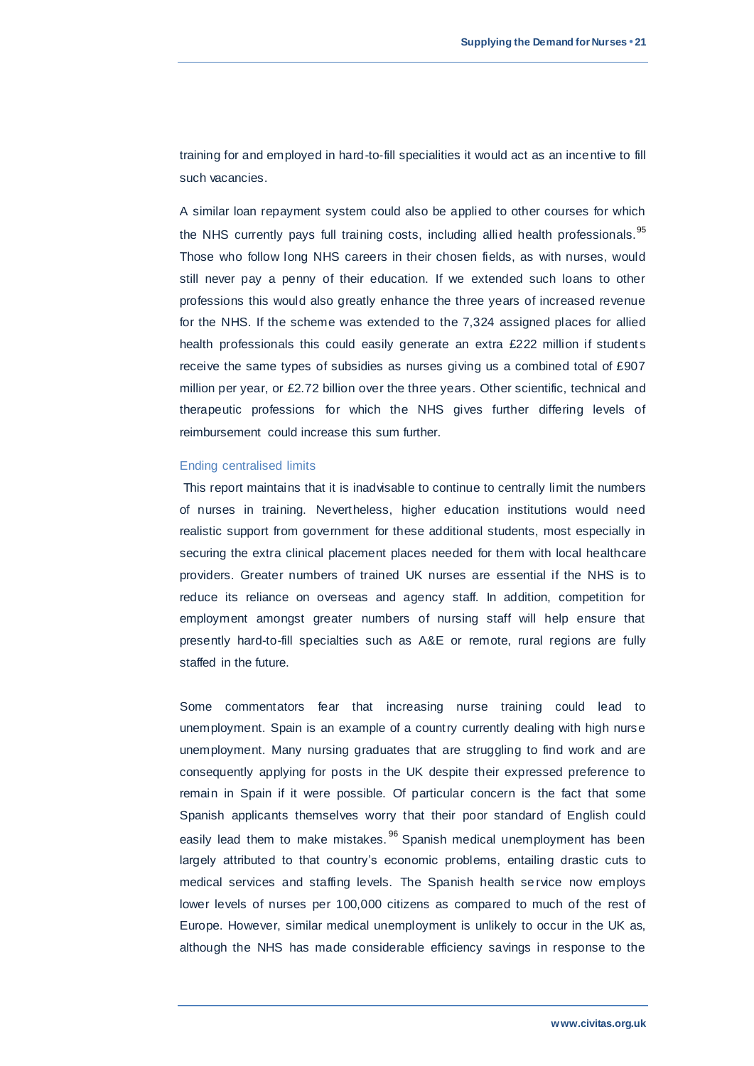training for and employed in hard-to-fill specialities it would act as an incentive to fill such vacancies.

A similar loan repayment system could also be applied to other courses for which the NHS currently pays full training costs, including allied health professionals.[95] Those who follow long NHS careers in their chosen fields, as with nurses, would still never pay a penny of their education. If we extended such loans to other professions this would also greatly enhance the three years of increased revenue for the NHS. If the scheme was extended to the 7,324 assigned places for allied health professionals this could easily generate an extra £222 million if students receive the same types of subsidies as nurses giving us a combined total of £907 million per year, or £2.72 billion over the three years. Other scientific, technical and therapeutic professions for which the NHS gives further differing levels of reimbursement could increase this sum further.

### Ending centralised limits

This report maintains that it is inadvisable to continue to centrally limit the numbers of nurses in training. Nevertheless, higher education institutions would need realistic support from government for these additional students, most especially in securing the extra clinical placement places needed for them with local healthcare providers. Greater numbers of trained UK nurses are essential if the NHS is to reduce its reliance on overseas and agency staff. In addition, competition for employment amongst greater numbers of nursing staff will help ensure that presently hard-to-fill specialties such as A&E or remote, rural regions are fully staffed in the future.

Some commentators fear that increasing nurse training could lead to unemployment. Spain is an example of a country currently dealing with high nurse unemployment. Many nursing graduates that are struggling to find work and are consequently applying for posts in the UK despite their expressed preference to remain in Spain if it were possible. Of particular concern is the fact that some Spanish applicants themselves worry that their poor standard of English could easily lead them to make mistakes.[96] Spanish medical unemployment has been largely attributed to that country's economic problems, entailing drastic cuts to medical services and staffing levels. The Spanish health service now employs lower levels of nurses per 100,000 citizens as compared to much of the rest of Europe. However, similar medical unemployment is unlikely to occur in the UK as, although the NHS has made considerable efficiency savings in response to the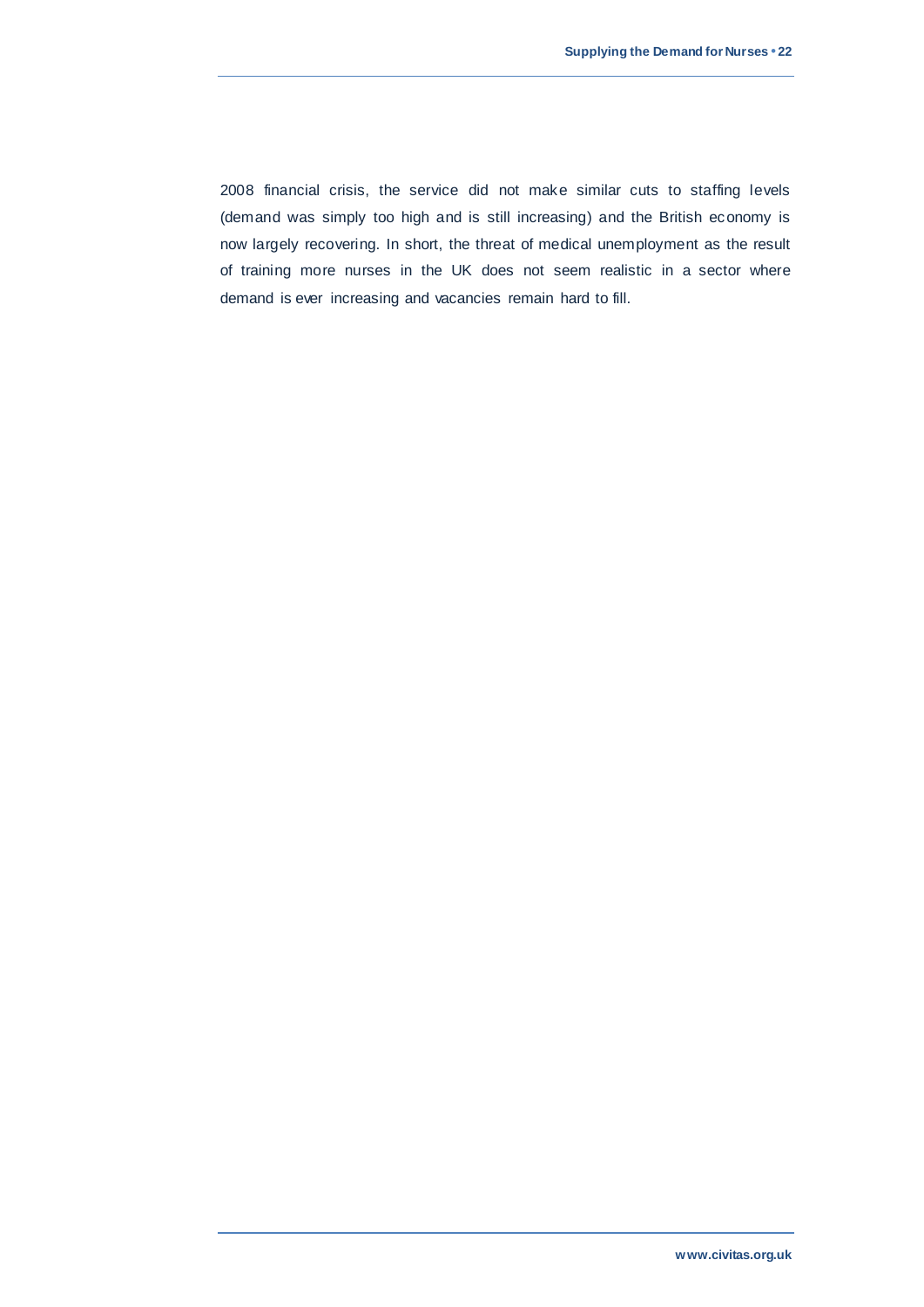2008 financial crisis, the service did not make similar cuts to staffing levels (demand was simply too high and is still increasing) and the British economy is now largely recovering. In short, the threat of medical unemployment as the result of training more nurses in the UK does not seem realistic in a sector where demand is ever increasing and vacancies remain hard to fill.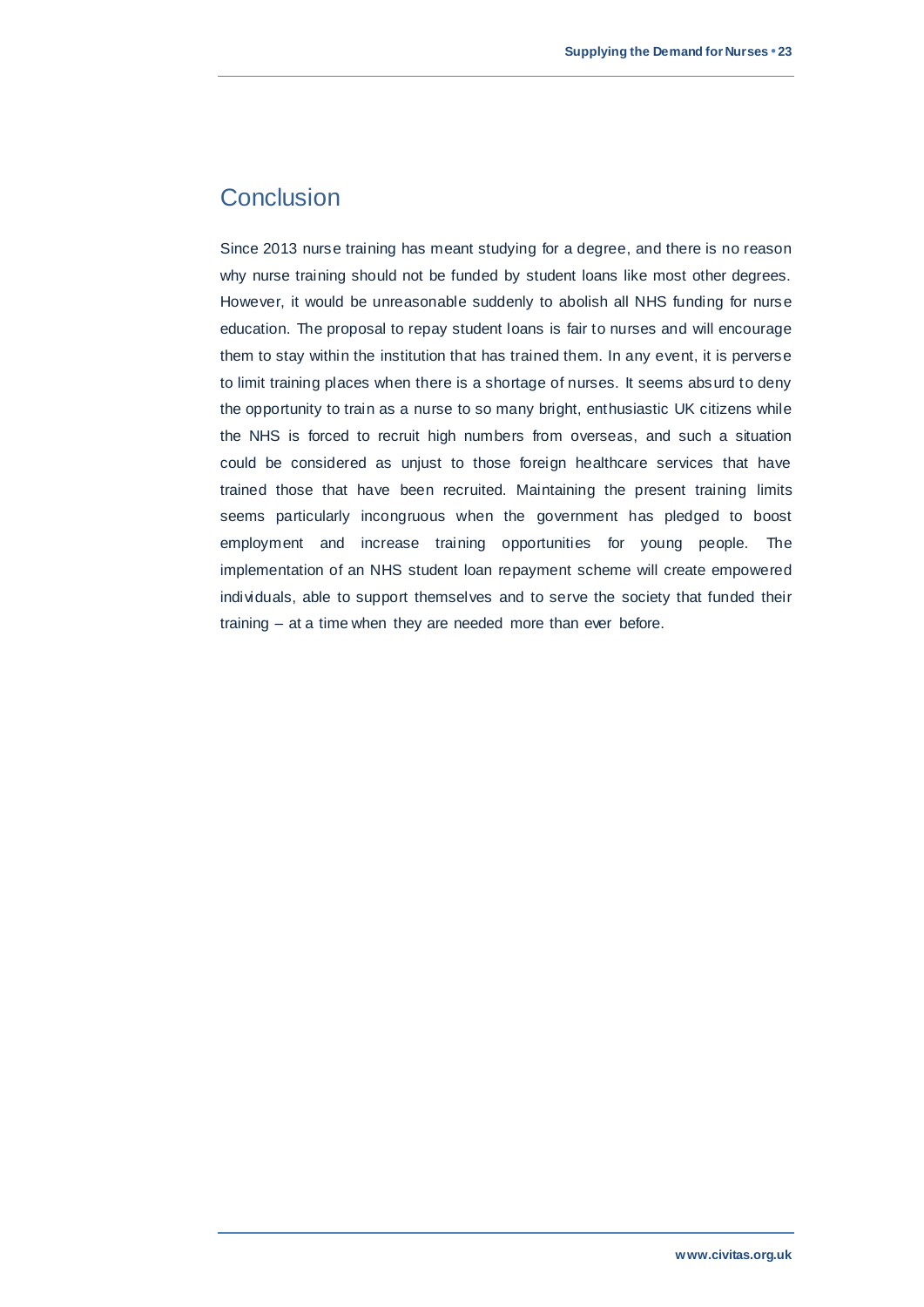## Conclusion

Since 2013 nurse training has meant studying for a degree, and there is no reason why nurse training should not be funded by student loans like most other degrees. However, it would be unreasonable suddenly to abolish all NHS funding for nurse education. The proposal to repay student loans is fair to nurses and will encourage them to stay within the institution that has trained them. In any event, it is perverse to limit training places when there is a shortage of nurses. It seems absurd to deny the opportunity to train as a nurse to so many bright, enthusiastic UK citizens while the NHS is forced to recruit high numbers from overseas, and such a situation could be considered as unjust to those foreign healthcare services that have trained those that have been recruited. Maintaining the present training limits seems particularly incongruous when the government has pledged to boost employment and increase training opportunities for young people. The implementation of an NHS student loan repayment scheme will create empowered individuals, able to support themselves and to serve the society that funded their training – at a time when they are needed more than ever before.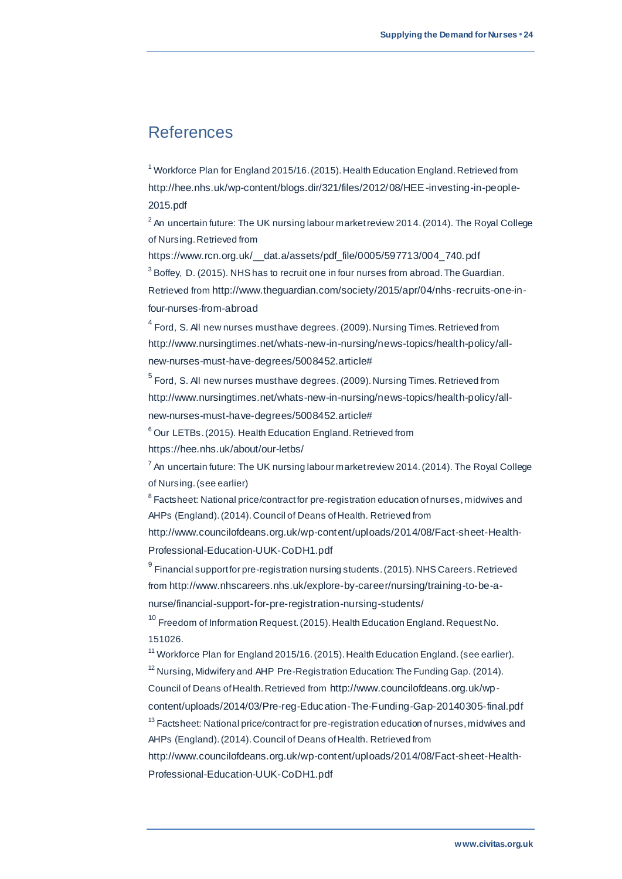## References

[1] Workforce Plan for England 2015/16. (2015). Health Education England. Retrieved from http://hee.nhs.uk/wp-content/blogs.dir/321/files/2012/08/HEE-investing-in-people-2015.pdf

[2] An uncertain future: The UK nursing labour market review 2014. (2014). The Royal College of Nursing. Retrieved from https://www.rcn.org.uk/__dat.a/assets/pdf_file/0005/597713/004_740.pdf

[3] Boffey, D. (2015). NHS has to recruit one in four nurses from abroad. The Guardian. Retrieved from http://www.theguardian.com/society/2015/apr/04/nhs-recruits-one-in-four-nurses-from-abroad

[4] Ford, S. All new nurses must have degrees. (2009). Nursing Times. Retrieved from http://www.nursingtimes.net/whats-new-in-nursing/news-topics/health-policy/all-new-nurses-must-have-degrees/5008452.article#

[5] Ford, S. All new nurses must have degrees. (2009). Nursing Times. Retrieved from http://www.nursingtimes.net/whats-new-in-nursing/news-topics/health-policy/all-new-nurses-must-have-degrees/5008452.article#

[6] Our LETBs. (2015). Health Education England. Retrieved from https://hee.nhs.uk/about/our-letbs/

[7] An uncertain future: The UK nursing labour market review 2014. (2014). The Royal College of Nursing. (see earlier)

[8] Factsheet: National price/contract for pre-registration education of nurses, midwives and AHPs (England). (2014). Council of Deans of Health. Retrieved from http://www.councilofdeans.org.uk/wp-content/uploads/2014/08/Fact-sheet-Health-Professional-Education-UUK-CoDH1.pdf

[9] Financial support for pre-registration nursing students. (2015). NHS Careers. Retrieved from http://www.nhscareers.nhs.uk/explore-by-career/nursing/training-to-be-a-nurse/financial-support-for-pre-registration-nursing-students/

[10] Freedom of Information Request. (2015). Health Education England. Request No. 151026.

[11] Workforce Plan for England 2015/16. (2015). Health Education England. (see earlier).

[12] Nursing, Midwifery and AHP Pre-Registration Education: The Funding Gap. (2014). Council of Deans of Health. Retrieved from http://www.councilofdeans.org.uk/wp-content/uploads/2014/03/Pre-reg-Education-The-Funding-Gap-20140305-final.pdf

[13] Factsheet: National price/contract for pre-registration education of nurses, midwives and AHPs (England). (2014). Council of Deans of Health. Retrieved from http://www.councilofdeans.org.uk/wp-content/uploads/2014/08/Fact-sheet-Health-Professional-Education-UUK-CoDH1.pdf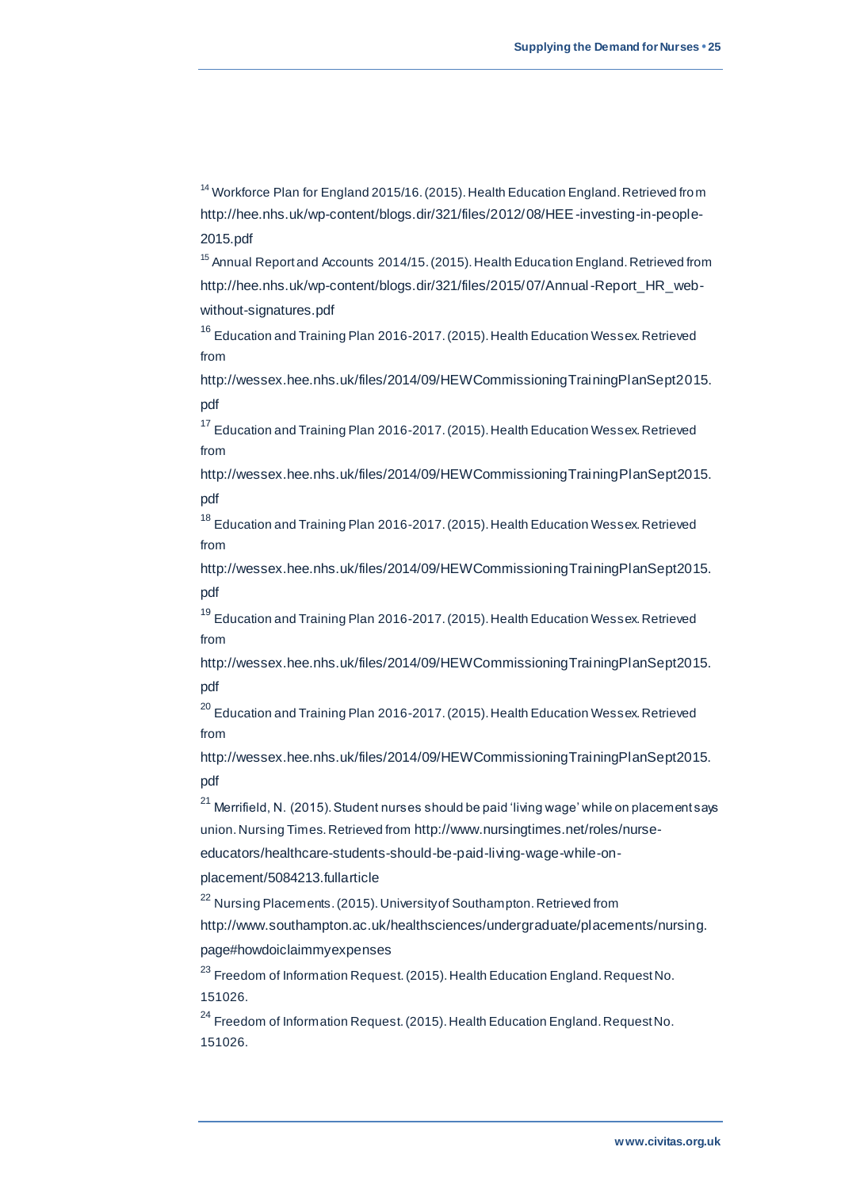[14] Workforce Plan for England 2015/16. (2015). Health Education England. Retrieved from http://hee.nhs.uk/wp-content/blogs.dir/321/files/2012/08/HEE-investing-in-people-2015.pdf

[15] Annual Report and Accounts 2014/15. (2015). Health Education England. Retrieved from http://hee.nhs.uk/wp-content/blogs.dir/321/files/2015/07/Annual-Report_HR_web-without-signatures.pdf

[16] Education and Training Plan 2016-2017. (2015). Health Education Wessex. Retrieved from http://wessex.hee.nhs.uk/files/2014/09/HEWCommissioningTrainingPlanSept2015.pdf

[17] Education and Training Plan 2016-2017. (2015). Health Education Wessex. Retrieved from http://wessex.hee.nhs.uk/files/2014/09/HEWCommissioningTrainingPlanSept2015.pdf

[18] Education and Training Plan 2016-2017. (2015). Health Education Wessex. Retrieved from http://wessex.hee.nhs.uk/files/2014/09/HEWCommissioningTrainingPlanSept2015.pdf

[19] Education and Training Plan 2016-2017. (2015). Health Education Wessex. Retrieved from http://wessex.hee.nhs.uk/files/2014/09/HEWCommissioningTrainingPlanSept2015.pdf

[20] Education and Training Plan 2016-2017. (2015). Health Education Wessex. Retrieved from http://wessex.hee.nhs.uk/files/2014/09/HEWCommissioningTrainingPlanSept2015.pdf

[21] Merrifield, N. (2015). Student nurses should be paid 'living wage' while on placement says union. Nursing Times. Retrieved from http://www.nursingtimes.net/roles/nurse-educators/healthcare-students-should-be-paid-living-wage-while-on-placement/5084213.fullarticle

[22] Nursing Placements. (2015). University of Southampton. Retrieved from http://www.southampton.ac.uk/healthsciences/undergraduate/placements/nursing.page#howdoiclaimmyexpenses

[23] Freedom of Information Request. (2015). Health Education England. Request No. 151026.

[24] Freedom of Information Request. (2015). Health Education England. Request No. 151026.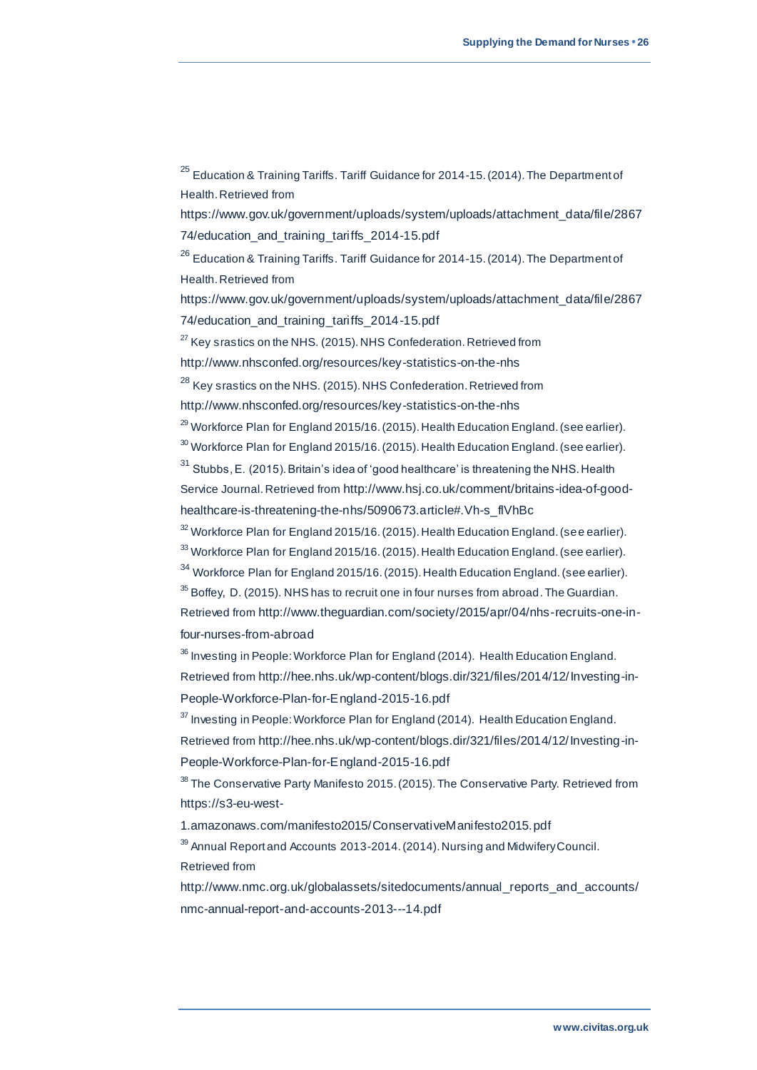[25] Education & Training Tariffs. Tariff Guidance for 2014-15. (2014). The Department of Health. Retrieved from https://www.gov.uk/government/uploads/system/uploads/attachment_data/file/286774/education_and_training_tariffs_2014-15.pdf

[26] Education & Training Tariffs. Tariff Guidance for 2014-15. (2014). The Department of Health. Retrieved from https://www.gov.uk/government/uploads/system/uploads/attachment_data/file/286774/education_and_training_tariffs_2014-15.pdf

[27] Key srastics on the NHS. (2015). NHS Confederation. Retrieved from http://www.nhsconfed.org/resources/key-statistics-on-the-nhs

[28] Key srastics on the NHS. (2015). NHS Confederation. Retrieved from http://www.nhsconfed.org/resources/key-statistics-on-the-nhs

[29] Workforce Plan for England 2015/16. (2015). Health Education England. (see earlier).

[30] Workforce Plan for England 2015/16. (2015). Health Education England. (see earlier).

[31] Stubbs, E. (2015). Britain's idea of 'good healthcare' is threatening the NHS. Health Service Journal. Retrieved from http://www.hsj.co.uk/comment/britains-idea-of-good-healthcare-is-threatening-the-nhs/5090673.article#.Vh-s_flVhBc

[32] Workforce Plan for England 2015/16. (2015). Health Education England. (see earlier).

[33] Workforce Plan for England 2015/16. (2015). Health Education England. (see earlier).

[34] Workforce Plan for England 2015/16. (2015). Health Education England. (see earlier).

[35] Boffey, D. (2015). NHS has to recruit one in four nurses from abroad. The Guardian. Retrieved from http://www.theguardian.com/society/2015/apr/04/nhs-recruits-one-in-four-nurses-from-abroad

[36] Investing in People: Workforce Plan for England (2014). Health Education England. Retrieved from http://hee.nhs.uk/wp-content/blogs.dir/321/files/2014/12/Investing-in-People-Workforce-Plan-for-England-2015-16.pdf

[37] Investing in People: Workforce Plan for England (2014). Health Education England. Retrieved from http://hee.nhs.uk/wp-content/blogs.dir/321/files/2014/12/Investing-in-People-Workforce-Plan-for-England-2015-16.pdf

[38] The Conservative Party Manifesto 2015. (2015). The Conservative Party. Retrieved from https://s3-eu-west-1.amazonaws.com/manifesto2015/ConservativeManifesto2015.pdf

[39] Annual Report and Accounts 2013-2014. (2014). Nursing and Midwifery Council. Retrieved from http://www.nmc.org.uk/globalassets/sitedocuments/annual_reports_and_accounts/nmc-annual-report-and-accounts-2013---14.pdf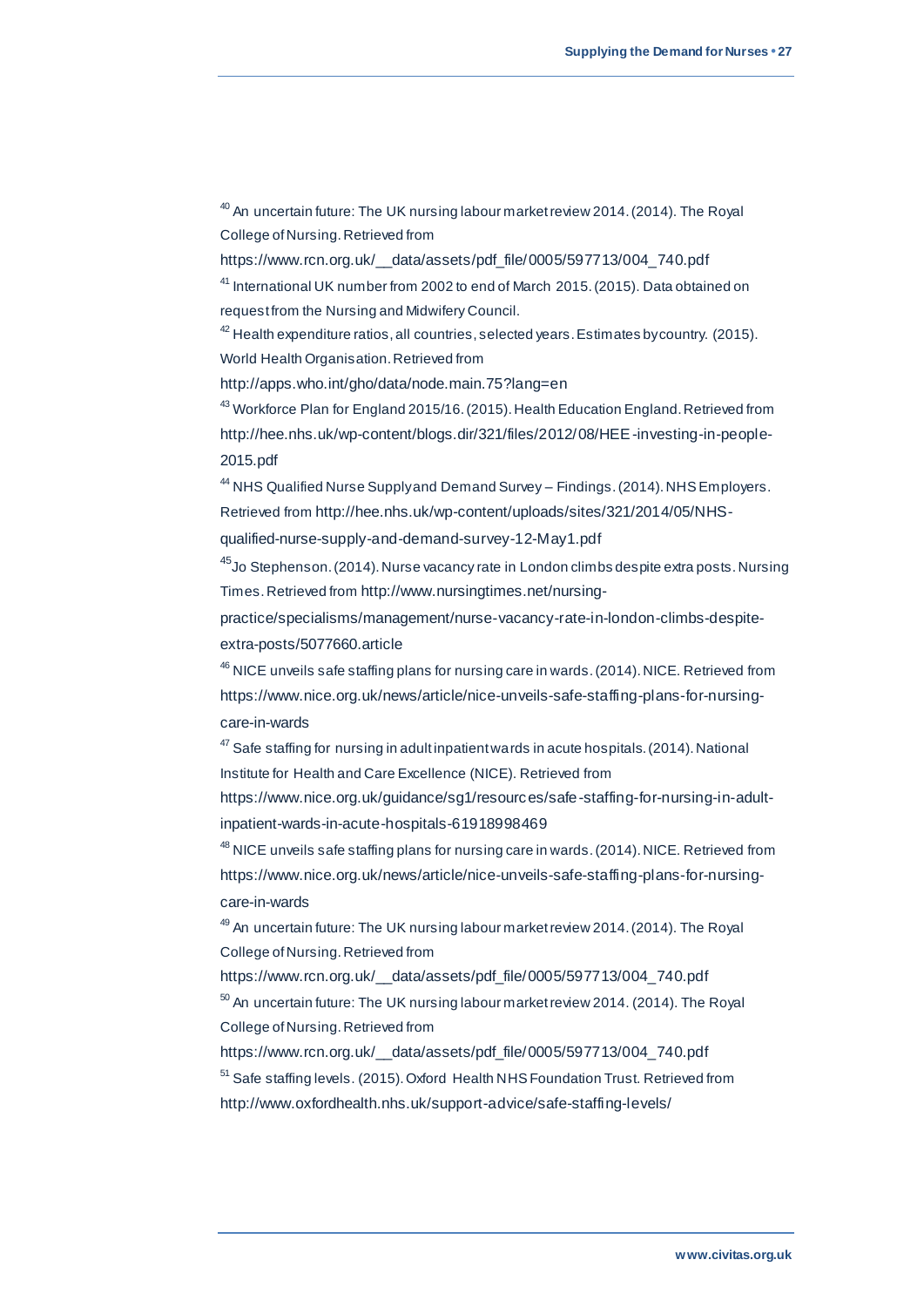[40] An uncertain future: The UK nursing labour market review 2014. (2014). The Royal College of Nursing. Retrieved from https://www.rcn.org.uk/__data/assets/pdf_file/0005/597713/004_740.pdf

[41] International UK number from 2002 to end of March 2015. (2015). Data obtained on request from the Nursing and Midwifery Council.

[42] Health expenditure ratios, all countries, selected years. Estimates by country. (2015). World Health Organisation. Retrieved from http://apps.who.int/gho/data/node.main.75?lang=en

[43] Workforce Plan for England 2015/16. (2015). Health Education England. Retrieved from http://hee.nhs.uk/wp-content/blogs.dir/321/files/2012/08/HEE-investing-in-people-2015.pdf

[44] NHS Qualified Nurse Supply and Demand Survey – Findings. (2014). NHS Employers. Retrieved from http://hee.nhs.uk/wp-content/uploads/sites/321/2014/05/NHS-qualified-nurse-supply-and-demand-survey-12-May1.pdf

[45] Jo Stephenson. (2014). Nurse vacancy rate in London climbs despite extra posts. Nursing Times. Retrieved from http://www.nursingtimes.net/nursing-practice/specialisms/management/nurse-vacancy-rate-in-london-climbs-despite-extra-posts/5077660.article

[46] NICE unveils safe staffing plans for nursing care in wards. (2014). NICE. Retrieved from https://www.nice.org.uk/news/article/nice-unveils-safe-staffing-plans-for-nursing-care-in-wards

[47] Safe staffing for nursing in adult inpatient wards in acute hospitals. (2014). National Institute for Health and Care Excellence (NICE). Retrieved from https://www.nice.org.uk/guidance/sg1/resources/safe-staffing-for-nursing-in-adult-inpatient-wards-in-acute-hospitals-61918998469

[48] NICE unveils safe staffing plans for nursing care in wards. (2014). NICE. Retrieved from https://www.nice.org.uk/news/article/nice-unveils-safe-staffing-plans-for-nursing-care-in-wards

[49] An uncertain future: The UK nursing labour market review 2014. (2014). The Royal College of Nursing. Retrieved from https://www.rcn.org.uk/__data/assets/pdf_file/0005/597713/004_740.pdf

[50] An uncertain future: The UK nursing labour market review 2014. (2014). The Royal College of Nursing. Retrieved from https://www.rcn.org.uk/__data/assets/pdf_file/0005/597713/004_740.pdf

[51] Safe staffing levels. (2015). Oxford Health NHS Foundation Trust. Retrieved from http://www.oxfordhealth.nhs.uk/support-advice/safe-staffing-levels/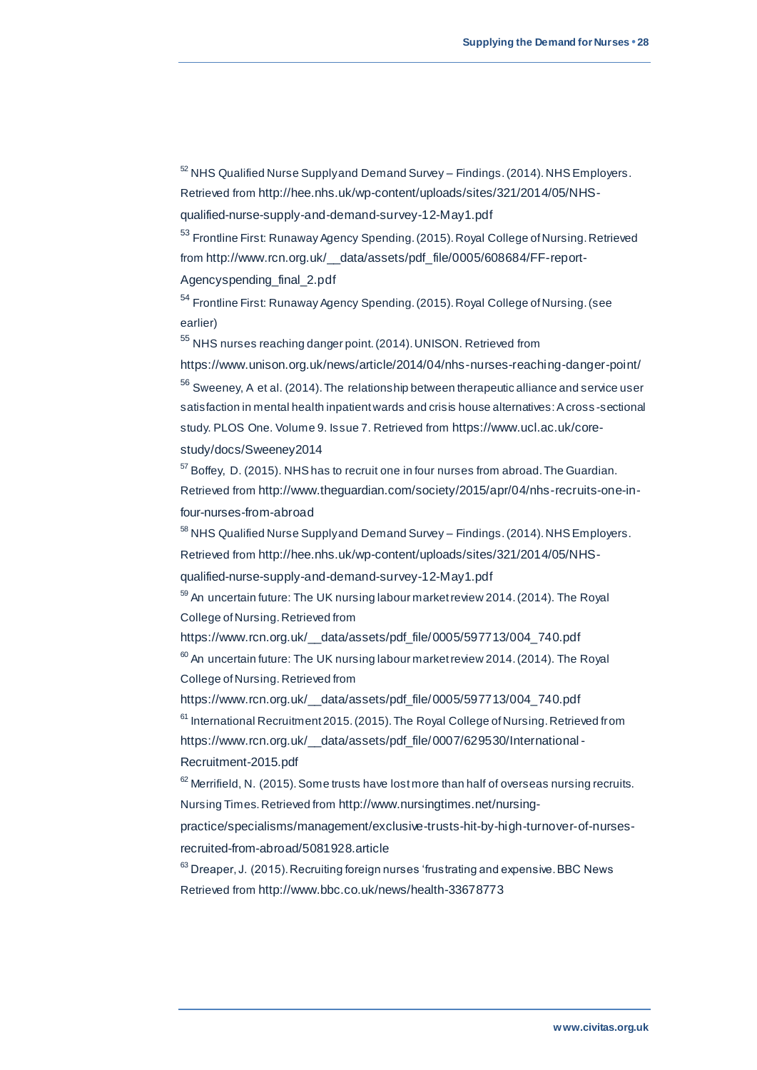[52] NHS Qualified Nurse Supply and Demand Survey – Findings. (2014). NHS Employers. Retrieved from http://hee.nhs.uk/wp-content/uploads/sites/321/2014/05/NHS-qualified-nurse-supply-and-demand-survey-12-May1.pdf

[53] Frontline First: Runaway Agency Spending. (2015). Royal College of Nursing. Retrieved from http://www.rcn.org.uk/__data/assets/pdf_file/0005/608684/FF-report-Agencyspending_final_2.pdf

[54] Frontline First: Runaway Agency Spending. (2015). Royal College of Nursing. (see earlier)

[55] NHS nurses reaching danger point. (2014). UNISON. Retrieved from https://www.unison.org.uk/news/article/2014/04/nhs-nurses-reaching-danger-point/

[56] Sweeney, A et al. (2014). The relationship between therapeutic alliance and service user satisfaction in mental health inpatient wards and crisis house alternatives: A cross-sectional study. PLOS One. Volume 9. Issue 7. Retrieved from https://www.ucl.ac.uk/core-study/docs/Sweeney2014

[57] Boffey, D. (2015). NHS has to recruit one in four nurses from abroad. The Guardian. Retrieved from http://www.theguardian.com/society/2015/apr/04/nhs-recruits-one-in-four-nurses-from-abroad

[58] NHS Qualified Nurse Supply and Demand Survey – Findings. (2014). NHS Employers. Retrieved from http://hee.nhs.uk/wp-content/uploads/sites/321/2014/05/NHS-qualified-nurse-supply-and-demand-survey-12-May1.pdf

[59] An uncertain future: The UK nursing labour market review 2014. (2014). The Royal College of Nursing. Retrieved from https://www.rcn.org.uk/__data/assets/pdf_file/0005/597713/004_740.pdf

[60] An uncertain future: The UK nursing labour market review 2014. (2014). The Royal College of Nursing. Retrieved from https://www.rcn.org.uk/__data/assets/pdf_file/0005/597713/004_740.pdf

[61] International Recruitment 2015. (2015). The Royal College of Nursing. Retrieved from https://www.rcn.org.uk/__data/assets/pdf_file/0007/629530/International-Recruitment-2015.pdf

[62] Merrifield, N. (2015). Some trusts have lost more than half of overseas nursing recruits. Nursing Times. Retrieved from http://www.nursingtimes.net/nursing-practice/specialisms/management/exclusive-trusts-hit-by-high-turnover-of-nurses-recruited-from-abroad/5081928.article

[63] Dreaper, J. (2015). Recruiting foreign nurses 'frustrating and expensive. BBC News Retrieved from http://www.bbc.co.uk/news/health-33678773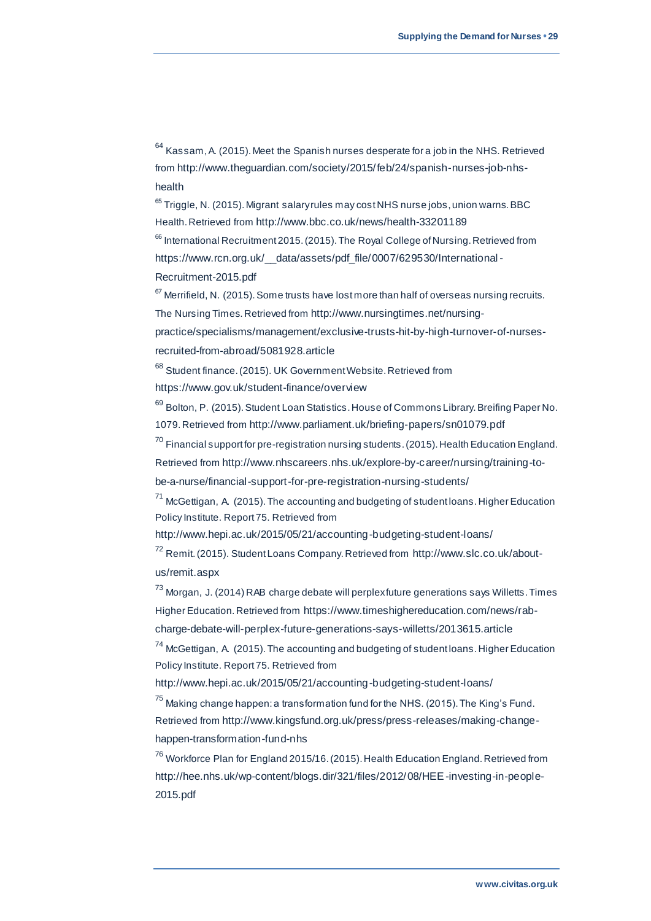[64] Kassam, A. (2015). Meet the Spanish nurses desperate for a job in the NHS. Retrieved from http://www.theguardian.com/society/2015/feb/24/spanish-nurses-job-nhs-health

[65] Triggle, N. (2015). Migrant salary rules may cost NHS nurse jobs, union warns. BBC Health. Retrieved from http://www.bbc.co.uk/news/health-33201189

[66] International Recruitment 2015. (2015). The Royal College of Nursing. Retrieved from https://www.rcn.org.uk/__data/assets/pdf_file/0007/629530/International-Recruitment-2015.pdf

[67] Merrifield, N. (2015). Some trusts have lost more than half of overseas nursing recruits. The Nursing Times. Retrieved from http://www.nursingtimes.net/nursing-practice/specialisms/management/exclusive-trusts-hit-by-high-turnover-of-nurses-recruited-from-abroad/5081928.article

[68] Student finance. (2015). UK Government Website. Retrieved from https://www.gov.uk/student-finance/overview

[69] Bolton, P. (2015). Student Loan Statistics. House of Commons Library. Breifing Paper No. 1079. Retrieved from http://www.parliament.uk/briefing-papers/sn01079.pdf

[70] Financial support for pre-registration nursing students. (2015). Health Education England. Retrieved from http://www.nhscareers.nhs.uk/explore-by-career/nursing/training-to-be-a-nurse/financial-support-for-pre-registration-nursing-students/

[71] McGettigan, A. (2015). The accounting and budgeting of student loans. Higher Education Policy Institute. Report 75. Retrieved from http://www.hepi.ac.uk/2015/05/21/accounting-budgeting-student-loans/

[72] Remit. (2015). Student Loans Company. Retrieved from http://www.slc.co.uk/about-us/remit.aspx

[73] Morgan, J. (2014) RAB charge debate will perplex future generations says Willetts. Times Higher Education. Retrieved from https://www.timeshighereducation.com/news/rab-charge-debate-will-perplex-future-generations-says-willetts/2013615.article

[74] McGettigan, A. (2015). The accounting and budgeting of student loans. Higher Education Policy Institute. Report 75. Retrieved from http://www.hepi.ac.uk/2015/05/21/accounting-budgeting-student-loans/

[75] Making change happen: a transformation fund for the NHS. (2015). The King's Fund. Retrieved from http://www.kingsfund.org.uk/press/press-releases/making-change-happen-transformation-fund-nhs

[76] Workforce Plan for England 2015/16. (2015). Health Education England. Retrieved from http://hee.nhs.uk/wp-content/blogs.dir/321/files/2012/08/HEE-investing-in-people-2015.pdf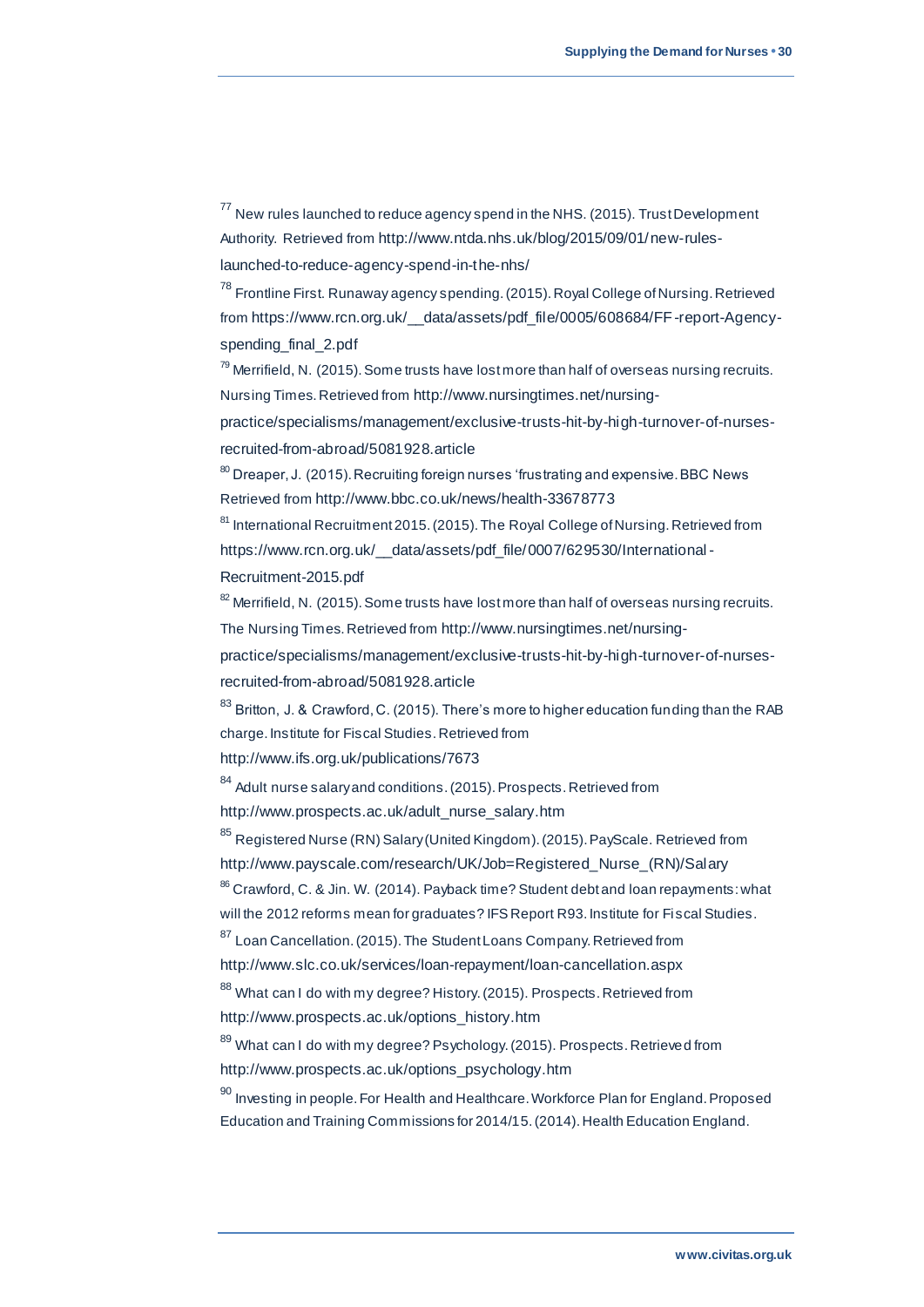[77] New rules launched to reduce agency spend in the NHS. (2015). Trust Development Authority. Retrieved from http://www.ntda.nhs.uk/blog/2015/09/01/new-rules-launched-to-reduce-agency-spend-in-the-nhs/

[78] Frontline First. Runaway agency spending. (2015). Royal College of Nursing. Retrieved from https://www.rcn.org.uk/__data/assets/pdf_file/0005/608684/FF-report-Agency-spending_final_2.pdf

[79] Merrifield, N. (2015). Some trusts have lost more than half of overseas nursing recruits. Nursing Times. Retrieved from http://www.nursingtimes.net/nursing-practice/specialisms/management/exclusive-trusts-hit-by-high-turnover-of-nurses-recruited-from-abroad/5081928.article

[80] Dreaper, J. (2015). Recruiting foreign nurses 'frustrating and expensive. BBC News Retrieved from http://www.bbc.co.uk/news/health-33678773

[81] International Recruitment 2015. (2015). The Royal College of Nursing. Retrieved from https://www.rcn.org.uk/__data/assets/pdf_file/0007/629530/International-Recruitment-2015.pdf

[82] Merrifield, N. (2015). Some trusts have lost more than half of overseas nursing recruits. The Nursing Times. Retrieved from http://www.nursingtimes.net/nursing-practice/specialisms/management/exclusive-trusts-hit-by-high-turnover-of-nurses-recruited-from-abroad/5081928.article

[83] Britton, J. & Crawford, C. (2015). There's more to higher education funding than the RAB charge. Institute for Fiscal Studies. Retrieved from http://www.ifs.org.uk/publications/7673

[84] Adult nurse salary and conditions. (2015). Prospects. Retrieved from http://www.prospects.ac.uk/adult_nurse_salary.htm

[85] Registered Nurse (RN) Salary (United Kingdom). (2015). PayScale. Retrieved from http://www.payscale.com/research/UK/Job=Registered_Nurse_(RN)/Salary

[86] Crawford, C. & Jin. W. (2014). Payback time? Student debt and loan repayments: what will the 2012 reforms mean for graduates? IFS Report R93. Institute for Fiscal Studies.

[87] Loan Cancellation. (2015). The Student Loans Company. Retrieved from http://www.slc.co.uk/services/loan-repayment/loan-cancellation.aspx

[88] What can I do with my degree? History. (2015). Prospects. Retrieved from http://www.prospects.ac.uk/options_history.htm

[89] What can I do with my degree? Psychology. (2015). Prospects. Retrieved from http://www.prospects.ac.uk/options_psychology.htm

[90] Investing in people. For Health and Healthcare. Workforce Plan for England. Proposed Education and Training Commissions for 2014/15. (2014). Health Education England.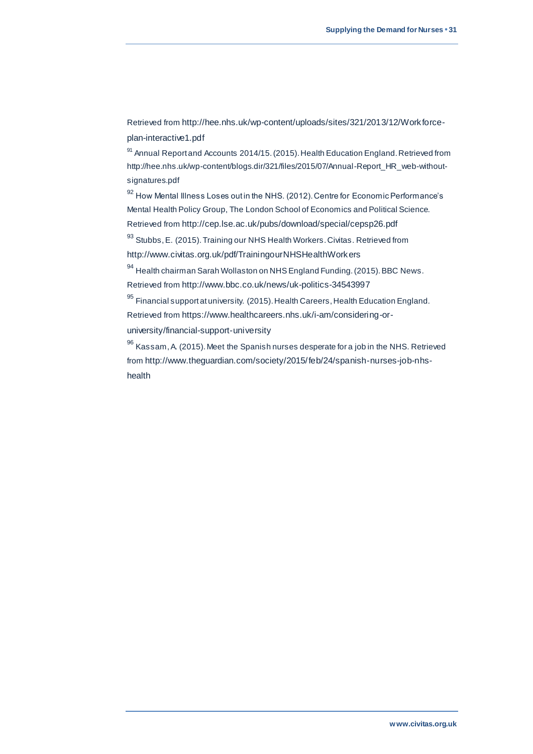Retrieved from http://hee.nhs.uk/wp-content/uploads/sites/321/2013/12/Workforce-plan-interactive1.pdf

[91] Annual Report and Accounts 2014/15. (2015). Health Education England. Retrieved from http://hee.nhs.uk/wp-content/blogs.dir/321/files/2015/07/Annual-Report_HR_web-without-signatures.pdf

[92] How Mental Illness Loses out in the NHS. (2012). Centre for Economic Performance's Mental Health Policy Group, The London School of Economics and Political Science. Retrieved from http://cep.lse.ac.uk/pubs/download/special/cepsp26.pdf

[93] Stubbs, E. (2015). Training our NHS Health Workers. Civitas. Retrieved from http://www.civitas.org.uk/pdf/TrainingourNHSHealthWorkers

[94] Health chairman Sarah Wollaston on NHS England Funding. (2015). BBC News. Retrieved from http://www.bbc.co.uk/news/uk-politics-34543997

[95] Financial support at university. (2015). Health Careers, Health Education England. Retrieved from https://www.healthcareers.nhs.uk/i-am/considering-or-university/financial-support-university

[96] Kassam, A. (2015). Meet the Spanish nurses desperate for a job in the NHS. Retrieved from http://www.theguardian.com/society/2015/feb/24/spanish-nurses-job-nhs-health